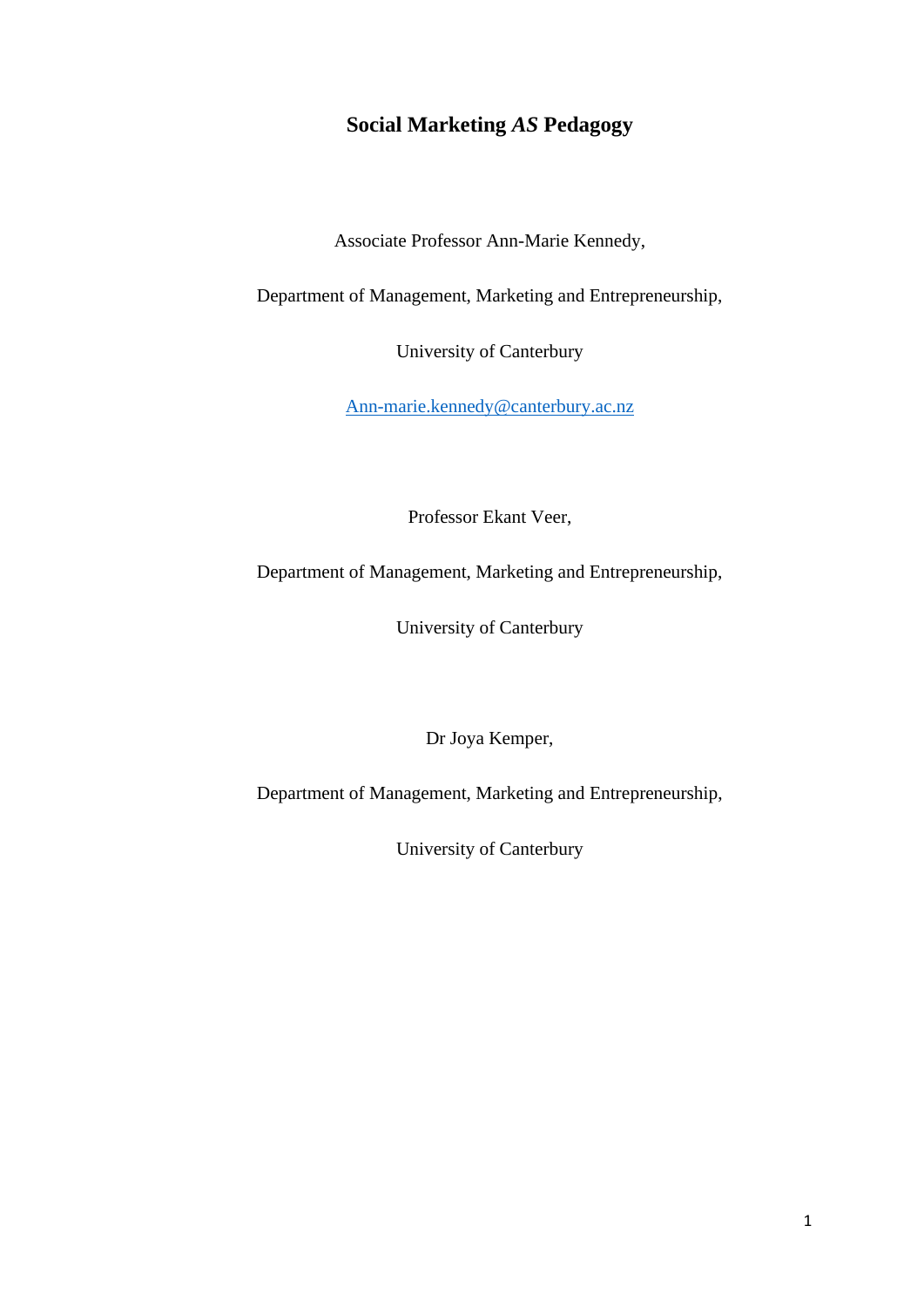# Social Marketing *AS* Pedagogy

Associate Professor Ann-Marie Kennedy,

Department of Management, Marketing and Entrepreneurship,

University of Canterbury

Ann-marie.kennedy@canterbury.ac.nz

Professor Ekant Veer,

Department of Management, Marketing and Entrepreneurship,

University of Canterbury

Dr Joya Kemper,

Department of Management, Marketing and Entrepreneurship,

University of Canterbury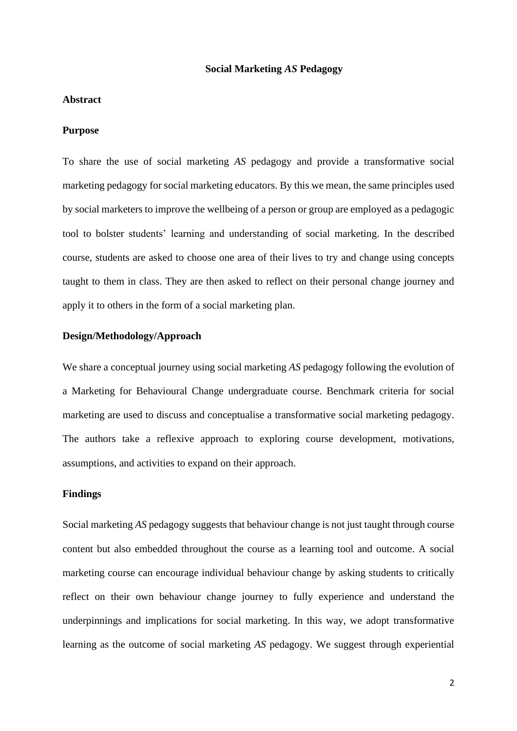# Social Marketing *AS* Pedagogy

## Abstract

### Purpose

To share the use of social marketing *AS* pedagogy and provide a transformative social marketing pedagogy for social marketing educators. By this we mean, the same principles used by social marketers to improve the wellbeing of a person or group are employed as a pedagogic tool to bolster students' learning and understanding of social marketing. In the described course, students are asked to choose one area of their lives to try and change using concepts taught to them in class. They are then asked to reflect on their personal change journey and apply it to others in the form of a social marketing plan.

### Design/Methodology/Approach

We share a conceptual journey using social marketing *AS* pedagogy following the evolution of a Marketing for Behavioural Change undergraduate course. Benchmark criteria for social marketing are used to discuss and conceptualise a transformative social marketing pedagogy. The authors take a reflexive approach to exploring course development, motivations, assumptions, and activities to expand on their approach.

### Findings

Social marketing *AS* pedagogy suggests that behaviour change is not just taught through course content but also embedded throughout the course as a learning tool and outcome. A social marketing course can encourage individual behaviour change by asking students to critically reflect on their own behaviour change journey to fully experience and understand the underpinnings and implications for social marketing. In this way, we adopt transformative learning as the outcome of social marketing *AS* pedagogy. We suggest through experiential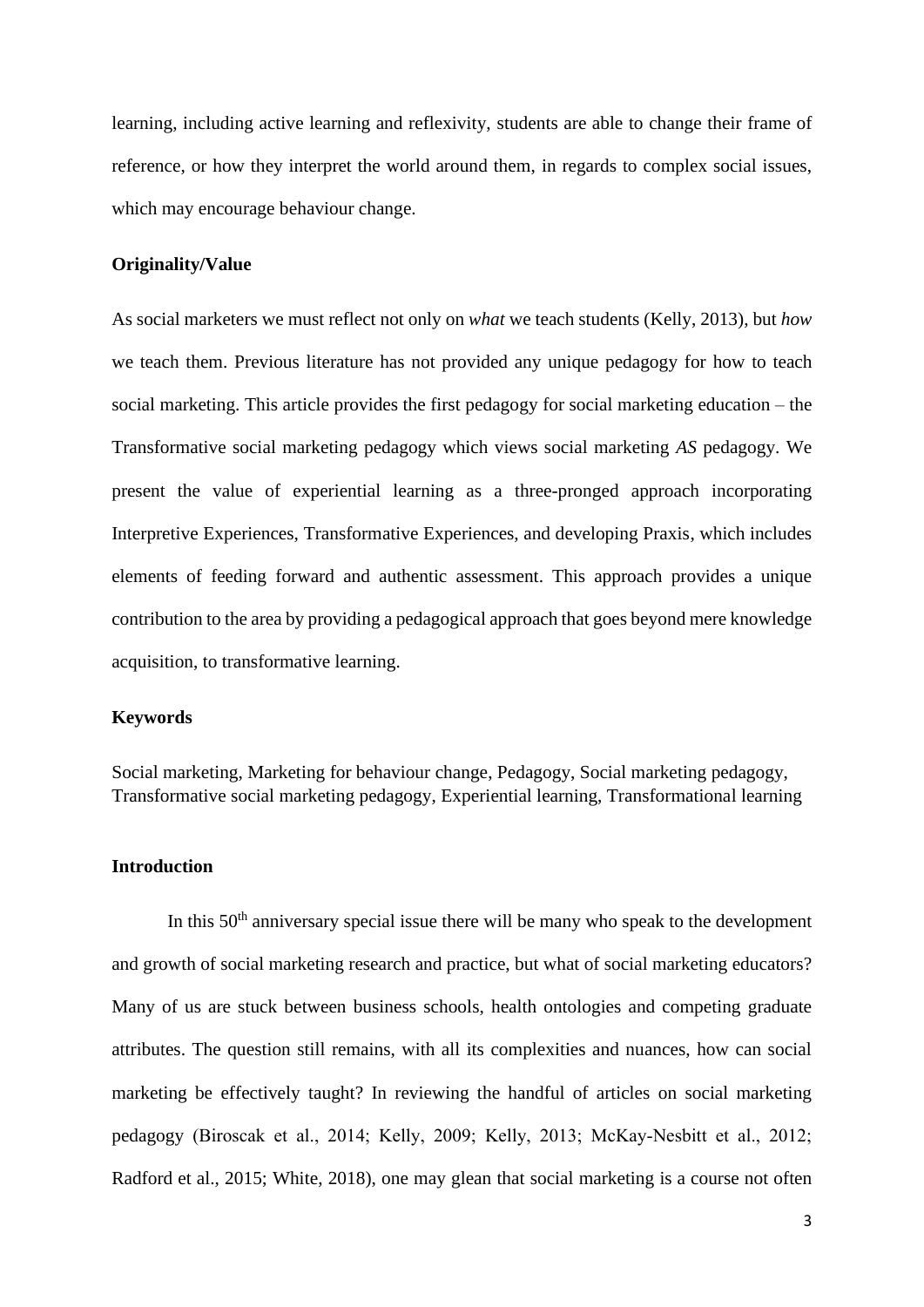learning, including active learning and reflexivity, students are able to change their frame of reference, or how they interpret the world around them, in regards to complex social issues, which may encourage behaviour change.

**Originality/Value**

As social marketers we must reflect not only on *what* we teach students (Kelly, 2013), but *how* we teach them. Previous literature has not provided any unique pedagogy for how to teach social marketing. This article provides the first pedagogy for social marketing education – the Transformative social marketing pedagogy which views social marketing *AS* pedagogy. We present the value of experiential learning as a three-pronged approach incorporating Interpretive Experiences, Transformative Experiences, and developing Praxis, which includes elements of feeding forward and authentic assessment. This approach provides a unique contribution to the area by providing a pedagogical approach that goes beyond mere knowledge acquisition, to transformative learning.

**Keywords**

Social marketing, Marketing for behaviour change, Pedagogy, Social marketing pedagogy, Transformative social marketing pedagogy, Experiential learning, Transformational learning

**Introduction**

In this 50th anniversary special issue there will be many who speak to the development and growth of social marketing research and practice, but what of social marketing educators? Many of us are stuck between business schools, health ontologies and competing graduate attributes. The question still remains, with all its complexities and nuances, how can social marketing be effectively taught? In reviewing the handful of articles on social marketing pedagogy (Biroscak et al., 2014; Kelly, 2009; Kelly, 2013; McKay-Nesbitt et al., 2012; Radford et al., 2015; White, 2018), one may glean that social marketing is a course not often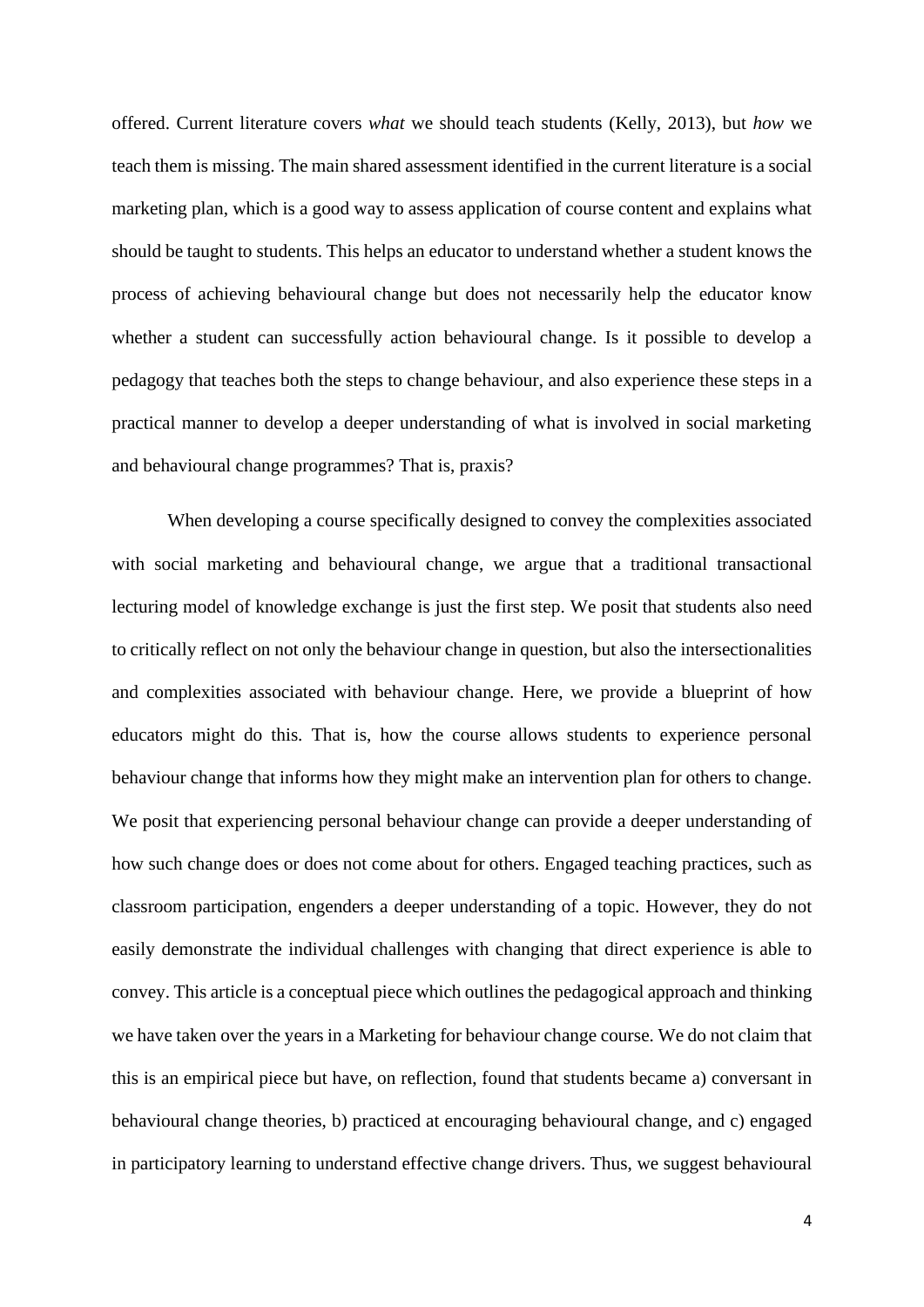offered. Current literature covers *what* we should teach students (Kelly, 2013), but *how* we teach them is missing. The main shared assessment identified in the current literature is a social marketing plan, which is a good way to assess application of course content and explains what should be taught to students. This helps an educator to understand whether a student knows the process of achieving behavioural change but does not necessarily help the educator know whether a student can successfully action behavioural change. Is it possible to develop a pedagogy that teaches both the steps to change behaviour, and also experience these steps in a practical manner to develop a deeper understanding of what is involved in social marketing and behavioural change programmes? That is, praxis?

When developing a course specifically designed to convey the complexities associated with social marketing and behavioural change, we argue that a traditional transactional lecturing model of knowledge exchange is just the first step. We posit that students also need to critically reflect on not only the behaviour change in question, but also the intersectionalities and complexities associated with behaviour change. Here, we provide a blueprint of how educators might do this. That is, how the course allows students to experience personal behaviour change that informs how they might make an intervention plan for others to change. We posit that experiencing personal behaviour change can provide a deeper understanding of how such change does or does not come about for others. Engaged teaching practices, such as classroom participation, engenders a deeper understanding of a topic. However, they do not easily demonstrate the individual challenges with changing that direct experience is able to convey. This article is a conceptual piece which outlines the pedagogical approach and thinking we have taken over the years in a Marketing for behaviour change course. We do not claim that this is an empirical piece but have, on reflection, found that students became a) conversant in behavioural change theories, b) practiced at encouraging behavioural change, and c) engaged in participatory learning to understand effective change drivers. Thus, we suggest behavioural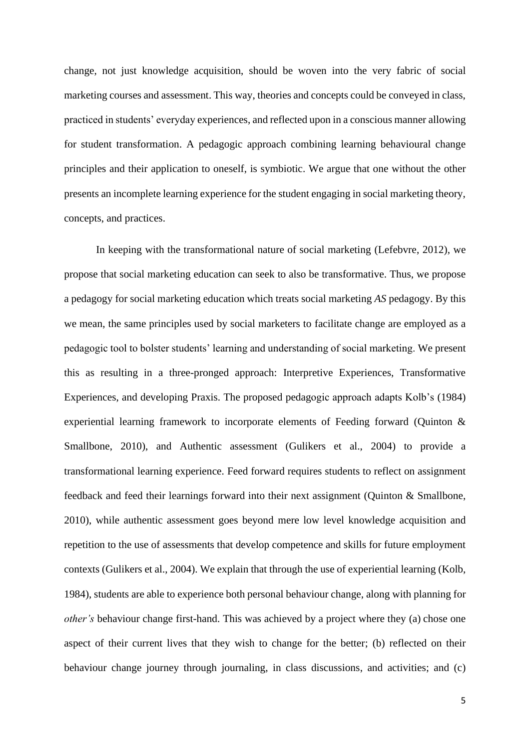change, not just knowledge acquisition, should be woven into the very fabric of social marketing courses and assessment. This way, theories and concepts could be conveyed in class, practiced in students' everyday experiences, and reflected upon in a conscious manner allowing for student transformation. A pedagogic approach combining learning behavioural change principles and their application to oneself, is symbiotic. We argue that one without the other presents an incomplete learning experience for the student engaging in social marketing theory, concepts, and practices.

In keeping with the transformational nature of social marketing (Lefebvre, 2012), we propose that social marketing education can seek to also be transformative. Thus, we propose a pedagogy for social marketing education which treats social marketing *AS* pedagogy. By this we mean, the same principles used by social marketers to facilitate change are employed as a pedagogic tool to bolster students' learning and understanding of social marketing. We present this as resulting in a three-pronged approach: Interpretive Experiences, Transformative Experiences, and developing Praxis. The proposed pedagogic approach adapts Kolb's (1984) experiential learning framework to incorporate elements of Feeding forward (Quinton & Smallbone, 2010), and Authentic assessment (Gulikers et al., 2004) to provide a transformational learning experience. Feed forward requires students to reflect on assignment feedback and feed their learnings forward into their next assignment (Quinton & Smallbone, 2010), while authentic assessment goes beyond mere low level knowledge acquisition and repetition to the use of assessments that develop competence and skills for future employment contexts (Gulikers et al., 2004). We explain that through the use of experiential learning (Kolb, 1984), students are able to experience both personal behaviour change, along with planning for *other's* behaviour change first-hand. This was achieved by a project where they (a) chose one aspect of their current lives that they wish to change for the better; (b) reflected on their behaviour change journey through journaling, in class discussions, and activities; and (c)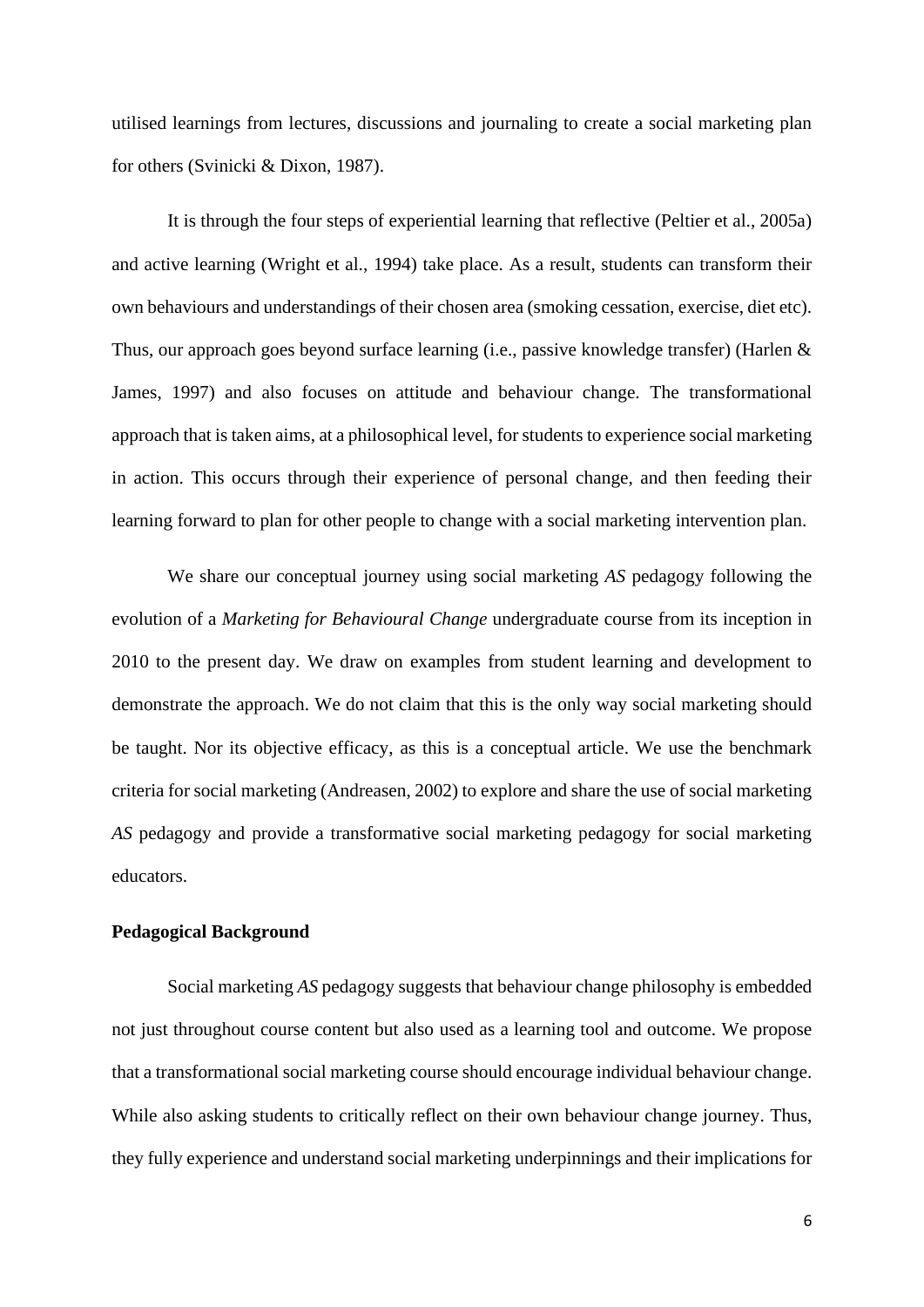utilised learnings from lectures, discussions and journaling to create a social marketing plan for others (Svinicki & Dixon, 1987).

It is through the four steps of experiential learning that reflective (Peltier et al., 2005a) and active learning (Wright et al., 1994) take place. As a result, students can transform their own behaviours and understandings of their chosen area (smoking cessation, exercise, diet etc). Thus, our approach goes beyond surface learning (i.e., passive knowledge transfer) (Harlen & James, 1997) and also focuses on attitude and behaviour change. The transformational approach that is taken aims, at a philosophical level, for students to experience social marketing in action. This occurs through their experience of personal change, and then feeding their learning forward to plan for other people to change with a social marketing intervention plan.

We share our conceptual journey using social marketing *AS* pedagogy following the evolution of a *Marketing for Behavioural Change* undergraduate course from its inception in 2010 to the present day. We draw on examples from student learning and development to demonstrate the approach. We do not claim that this is the only way social marketing should be taught. Nor its objective efficacy, as this is a conceptual article. We use the benchmark criteria for social marketing (Andreasen, 2002) to explore and share the use of social marketing *AS* pedagogy and provide a transformative social marketing pedagogy for social marketing educators.

## Pedagogical Background

Social marketing *AS* pedagogy suggests that behaviour change philosophy is embedded not just throughout course content but also used as a learning tool and outcome. We propose that a transformational social marketing course should encourage individual behaviour change. While also asking students to critically reflect on their own behaviour change journey. Thus, they fully experience and understand social marketing underpinnings and their implications for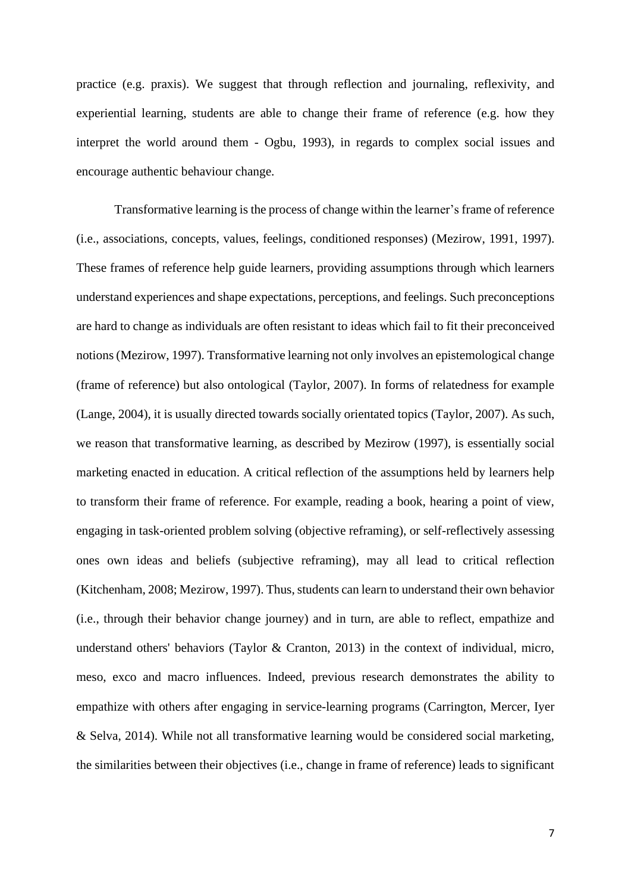practice (e.g. praxis). We suggest that through reflection and journaling, reflexivity, and experiential learning, students are able to change their frame of reference (e.g. how they interpret the world around them - Ogbu, 1993), in regards to complex social issues and encourage authentic behaviour change.

Transformative learning is the process of change within the learner's frame of reference (i.e., associations, concepts, values, feelings, conditioned responses) (Mezirow, 1991, 1997). These frames of reference help guide learners, providing assumptions through which learners understand experiences and shape expectations, perceptions, and feelings. Such preconceptions are hard to change as individuals are often resistant to ideas which fail to fit their preconceived notions (Mezirow, 1997). Transformative learning not only involves an epistemological change (frame of reference) but also ontological (Taylor, 2007). In forms of relatedness for example (Lange, 2004), it is usually directed towards socially orientated topics (Taylor, 2007). As such, we reason that transformative learning, as described by Mezirow (1997), is essentially social marketing enacted in education. A critical reflection of the assumptions held by learners help to transform their frame of reference. For example, reading a book, hearing a point of view, engaging in task-oriented problem solving (objective reframing), or self-reflectively assessing ones own ideas and beliefs (subjective reframing), may all lead to critical reflection (Kitchenham, 2008; Mezirow, 1997). Thus, students can learn to understand their own behavior (i.e., through their behavior change journey) and in turn, are able to reflect, empathize and understand others' behaviors (Taylor & Cranton, 2013) in the context of individual, micro, meso, exco and macro influences. Indeed, previous research demonstrates the ability to empathize with others after engaging in service-learning programs (Carrington, Mercer, Iyer & Selva, 2014). While not all transformative learning would be considered social marketing, the similarities between their objectives (i.e., change in frame of reference) leads to significant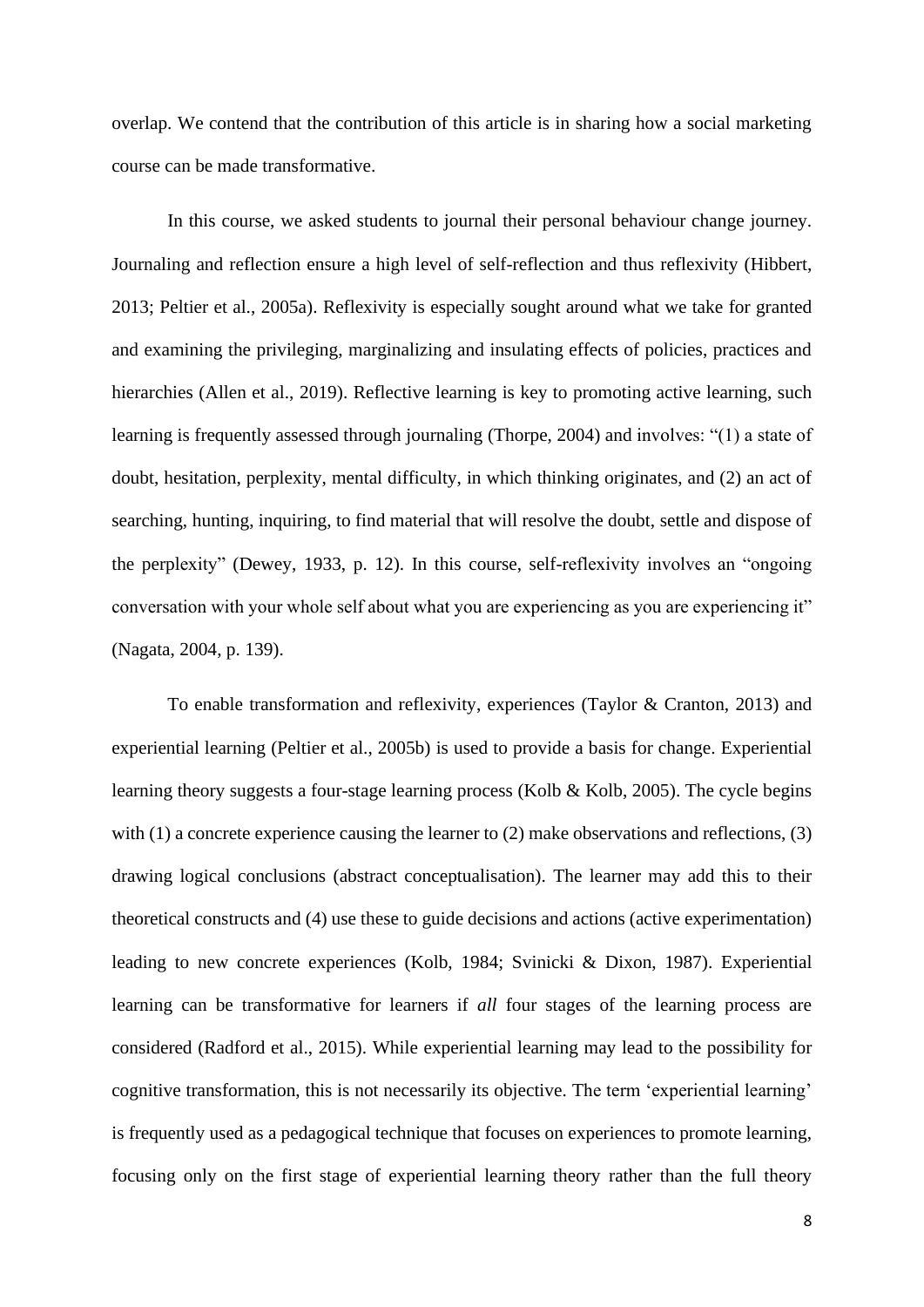overlap. We contend that the contribution of this article is in sharing how a social marketing course can be made transformative.

In this course, we asked students to journal their personal behaviour change journey. Journaling and reflection ensure a high level of self-reflection and thus reflexivity (Hibbert, 2013; Peltier et al., 2005a). Reflexivity is especially sought around what we take for granted and examining the privileging, marginalizing and insulating effects of policies, practices and hierarchies (Allen et al., 2019). Reflective learning is key to promoting active learning, such learning is frequently assessed through journaling (Thorpe, 2004) and involves: "(1) a state of doubt, hesitation, perplexity, mental difficulty, in which thinking originates, and (2) an act of searching, hunting, inquiring, to find material that will resolve the doubt, settle and dispose of the perplexity" (Dewey, 1933, p. 12). In this course, self-reflexivity involves an "ongoing conversation with your whole self about what you are experiencing as you are experiencing it" (Nagata, 2004, p. 139).

To enable transformation and reflexivity, experiences (Taylor & Cranton, 2013) and experiential learning (Peltier et al., 2005b) is used to provide a basis for change. Experiential learning theory suggests a four-stage learning process (Kolb & Kolb, 2005). The cycle begins with (1) a concrete experience causing the learner to (2) make observations and reflections, (3) drawing logical conclusions (abstract conceptualisation). The learner may add this to their theoretical constructs and (4) use these to guide decisions and actions (active experimentation) leading to new concrete experiences (Kolb, 1984; Svinicki & Dixon, 1987). Experiential learning can be transformative for learners if *all* four stages of the learning process are considered (Radford et al., 2015). While experiential learning may lead to the possibility for cognitive transformation, this is not necessarily its objective. The term 'experiential learning' is frequently used as a pedagogical technique that focuses on experiences to promote learning, focusing only on the first stage of experiential learning theory rather than the full theory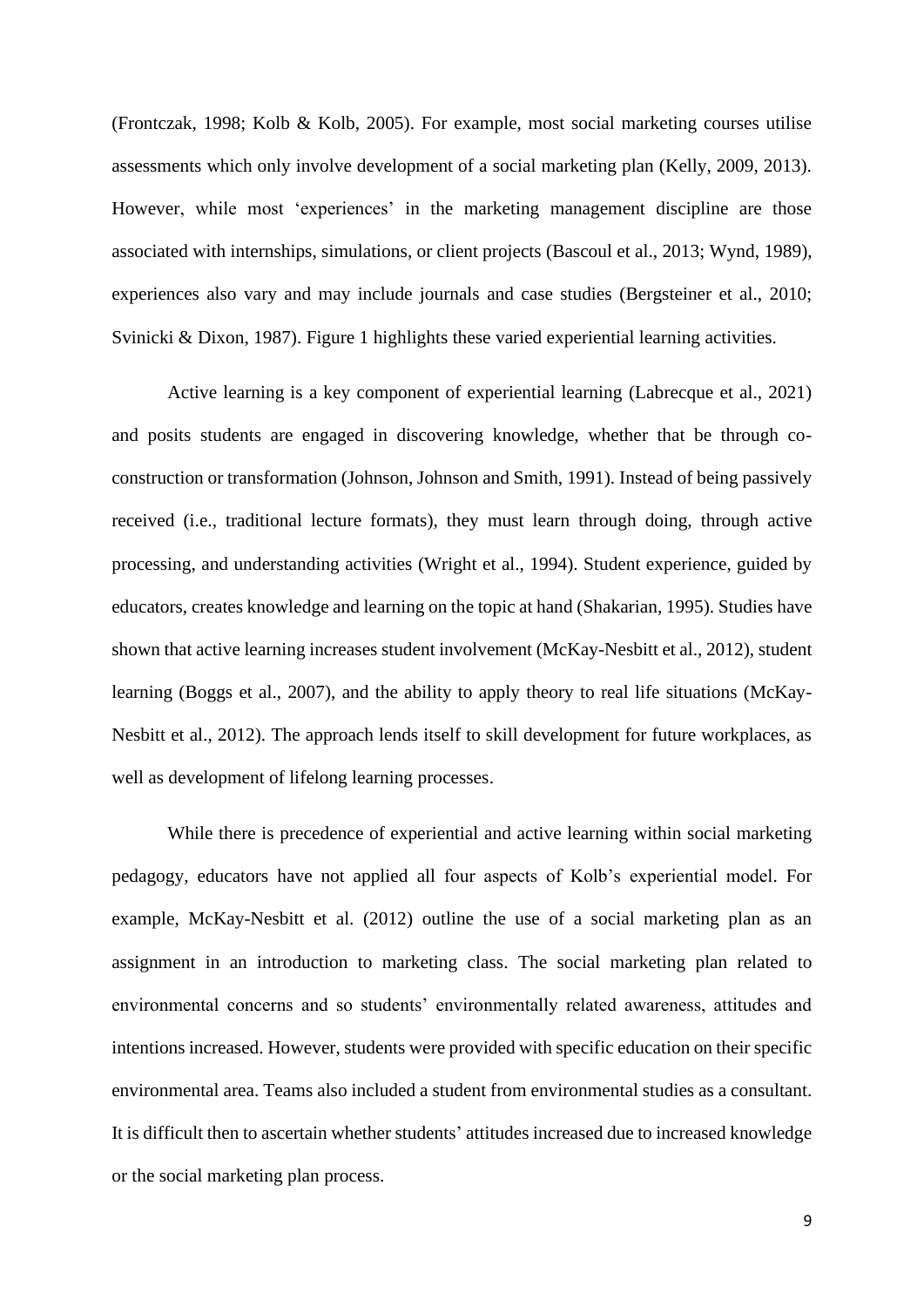(Frontczak, 1998; Kolb & Kolb, 2005). For example, most social marketing courses utilise assessments which only involve development of a social marketing plan (Kelly, 2009, 2013). However, while most 'experiences' in the marketing management discipline are those associated with internships, simulations, or client projects (Bascoul et al., 2013; Wynd, 1989), experiences also vary and may include journals and case studies (Bergsteiner et al., 2010; Svinicki & Dixon, 1987). Figure 1 highlights these varied experiential learning activities.

Active learning is a key component of experiential learning (Labrecque et al., 2021) and posits students are engaged in discovering knowledge, whether that be through co-construction or transformation (Johnson, Johnson and Smith, 1991). Instead of being passively received (i.e., traditional lecture formats), they must learn through doing, through active processing, and understanding activities (Wright et al., 1994). Student experience, guided by educators, creates knowledge and learning on the topic at hand (Shakarian, 1995). Studies have shown that active learning increases student involvement (McKay-Nesbitt et al., 2012), student learning (Boggs et al., 2007), and the ability to apply theory to real life situations (McKay-Nesbitt et al., 2012). The approach lends itself to skill development for future workplaces, as well as development of lifelong learning processes.

While there is precedence of experiential and active learning within social marketing pedagogy, educators have not applied all four aspects of Kolb's experiential model. For example, McKay-Nesbitt et al. (2012) outline the use of a social marketing plan as an assignment in an introduction to marketing class. The social marketing plan related to environmental concerns and so students' environmentally related awareness, attitudes and intentions increased. However, students were provided with specific education on their specific environmental area. Teams also included a student from environmental studies as a consultant. It is difficult then to ascertain whether students' attitudes increased due to increased knowledge or the social marketing plan process.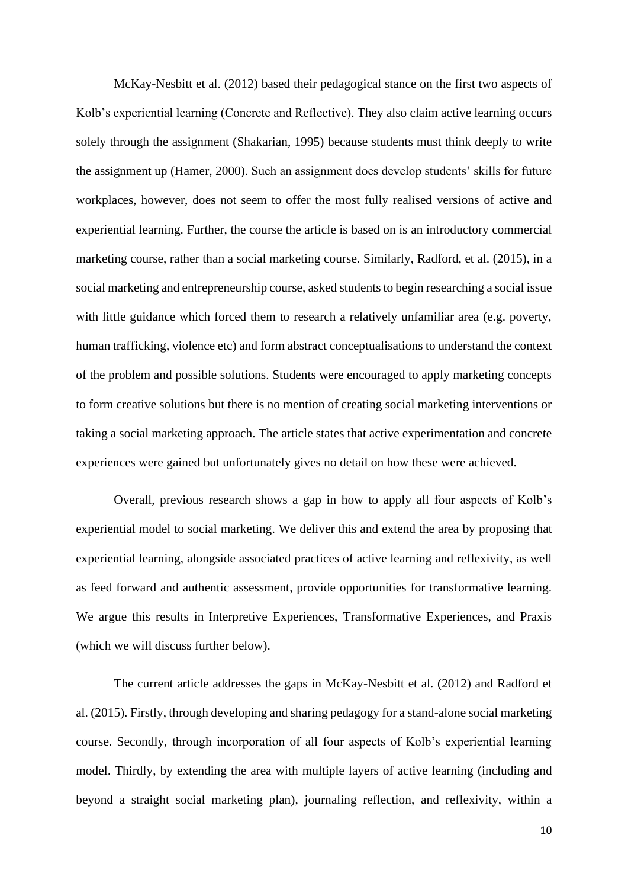McKay-Nesbitt et al. (2012) based their pedagogical stance on the first two aspects of Kolb's experiential learning (Concrete and Reflective). They also claim active learning occurs solely through the assignment (Shakarian, 1995) because students must think deeply to write the assignment up (Hamer, 2000). Such an assignment does develop students' skills for future workplaces, however, does not seem to offer the most fully realised versions of active and experiential learning. Further, the course the article is based on is an introductory commercial marketing course, rather than a social marketing course. Similarly, Radford, et al. (2015), in a social marketing and entrepreneurship course, asked students to begin researching a social issue with little guidance which forced them to research a relatively unfamiliar area (e.g. poverty, human trafficking, violence etc) and form abstract conceptualisations to understand the context of the problem and possible solutions. Students were encouraged to apply marketing concepts to form creative solutions but there is no mention of creating social marketing interventions or taking a social marketing approach. The article states that active experimentation and concrete experiences were gained but unfortunately gives no detail on how these were achieved.

Overall, previous research shows a gap in how to apply all four aspects of Kolb's experiential model to social marketing. We deliver this and extend the area by proposing that experiential learning, alongside associated practices of active learning and reflexivity, as well as feed forward and authentic assessment, provide opportunities for transformative learning. We argue this results in Interpretive Experiences, Transformative Experiences, and Praxis (which we will discuss further below).

The current article addresses the gaps in McKay-Nesbitt et al. (2012) and Radford et al. (2015). Firstly, through developing and sharing pedagogy for a stand-alone social marketing course. Secondly, through incorporation of all four aspects of Kolb's experiential learning model. Thirdly, by extending the area with multiple layers of active learning (including and beyond a straight social marketing plan), journaling reflection, and reflexivity, within a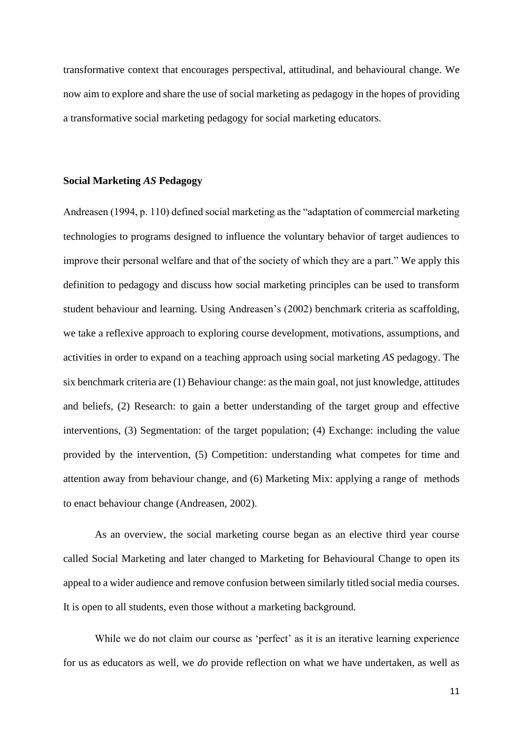transformative context that encourages perspectival, attitudinal, and behavioural change. We now aim to explore and share the use of social marketing as pedagogy in the hopes of providing a transformative social marketing pedagogy for social marketing educators.

## Social Marketing *AS* Pedagogy

Andreasen (1994, p. 110) defined social marketing as the "adaptation of commercial marketing technologies to programs designed to influence the voluntary behavior of target audiences to improve their personal welfare and that of the society of which they are a part." We apply this definition to pedagogy and discuss how social marketing principles can be used to transform student behaviour and learning. Using Andreasen's (2002) benchmark criteria as scaffolding, we take a reflexive approach to exploring course development, motivations, assumptions, and activities in order to expand on a teaching approach using social marketing *AS* pedagogy. The six benchmark criteria are (1) Behaviour change: as the main goal, not just knowledge, attitudes and beliefs, (2) Research: to gain a better understanding of the target group and effective interventions, (3) Segmentation: of the target population; (4) Exchange: including the value provided by the intervention, (5) Competition: understanding what competes for time and attention away from behaviour change, and (6) Marketing Mix: applying a range of methods to enact behaviour change (Andreasen, 2002).

As an overview, the social marketing course began as an elective third year course called Social Marketing and later changed to Marketing for Behavioural Change to open its appeal to a wider audience and remove confusion between similarly titled social media courses. It is open to all students, even those without a marketing background.

While we do not claim our course as 'perfect' as it is an iterative learning experience for us as educators as well, we *do* provide reflection on what we have undertaken, as well as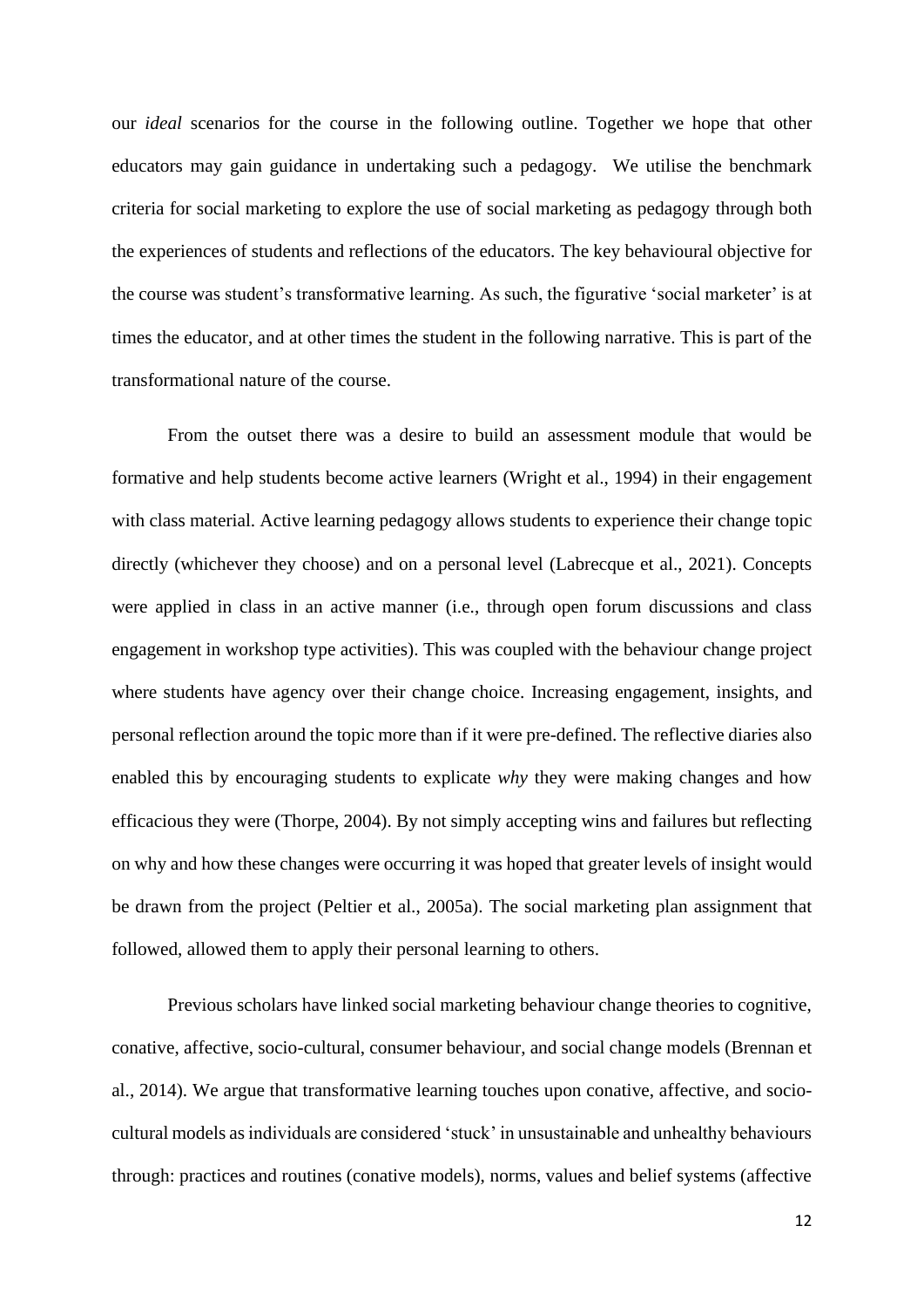our *ideal* scenarios for the course in the following outline. Together we hope that other educators may gain guidance in undertaking such a pedagogy. We utilise the benchmark criteria for social marketing to explore the use of social marketing as pedagogy through both the experiences of students and reflections of the educators. The key behavioural objective for the course was student's transformative learning. As such, the figurative 'social marketer' is at times the educator, and at other times the student in the following narrative. This is part of the transformational nature of the course.

From the outset there was a desire to build an assessment module that would be formative and help students become active learners (Wright et al., 1994) in their engagement with class material. Active learning pedagogy allows students to experience their change topic directly (whichever they choose) and on a personal level (Labrecque et al., 2021). Concepts were applied in class in an active manner (i.e., through open forum discussions and class engagement in workshop type activities). This was coupled with the behaviour change project where students have agency over their change choice. Increasing engagement, insights, and personal reflection around the topic more than if it were pre-defined. The reflective diaries also enabled this by encouraging students to explicate *why* they were making changes and how efficacious they were (Thorpe, 2004). By not simply accepting wins and failures but reflecting on why and how these changes were occurring it was hoped that greater levels of insight would be drawn from the project (Peltier et al., 2005a). The social marketing plan assignment that followed, allowed them to apply their personal learning to others.

Previous scholars have linked social marketing behaviour change theories to cognitive, conative, affective, socio-cultural, consumer behaviour, and social change models (Brennan et al., 2014). We argue that transformative learning touches upon conative, affective, and socio-cultural models as individuals are considered 'stuck' in unsustainable and unhealthy behaviours through: practices and routines (conative models), norms, values and belief systems (affective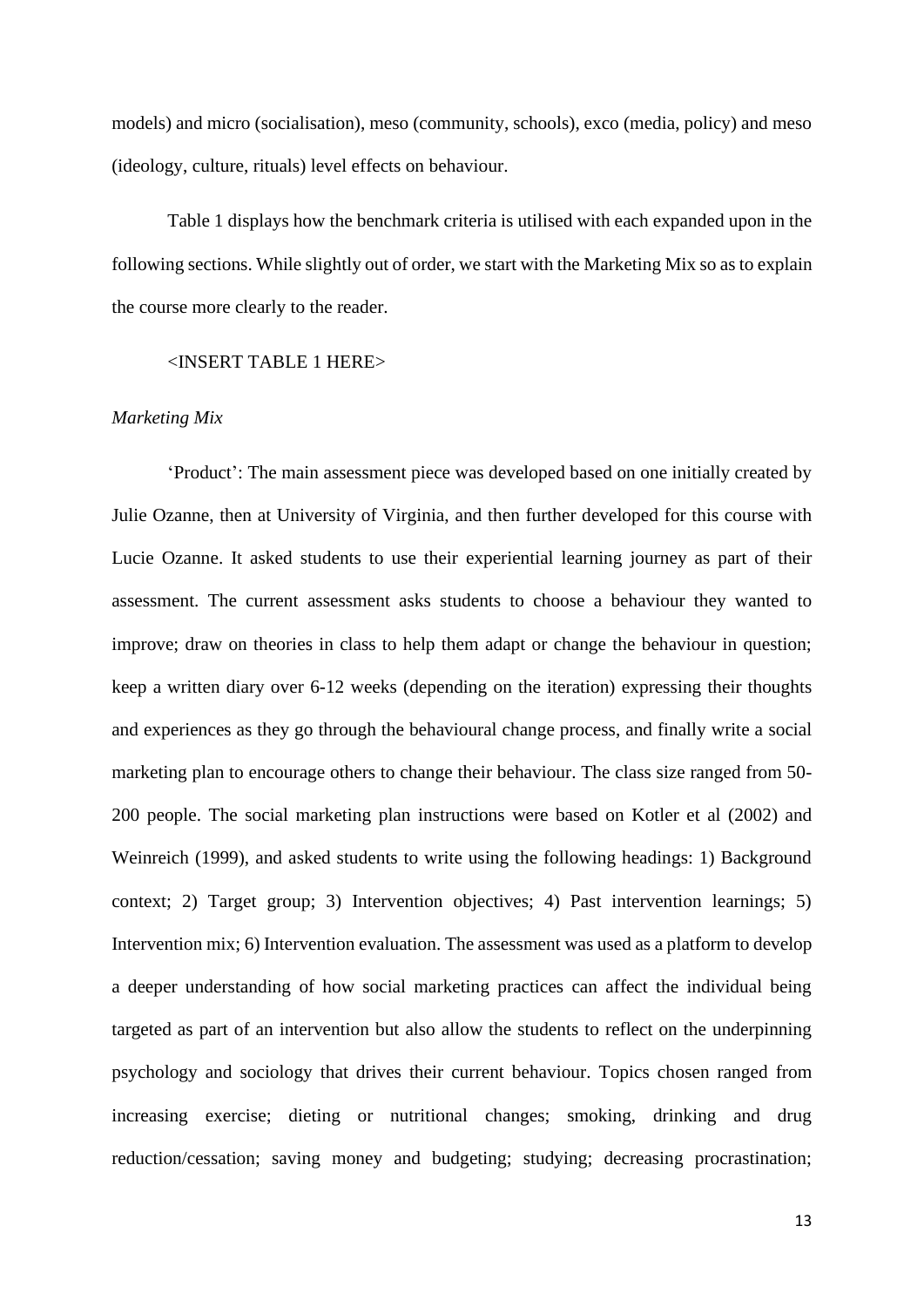models) and micro (socialisation), meso (community, schools), exco (media, policy) and meso (ideology, culture, rituals) level effects on behaviour.

Table 1 displays how the benchmark criteria is utilised with each expanded upon in the following sections. While slightly out of order, we start with the Marketing Mix so as to explain the course more clearly to the reader.

<INSERT TABLE 1 HERE>

*Marketing Mix*

'Product': The main assessment piece was developed based on one initially created by Julie Ozanne, then at University of Virginia, and then further developed for this course with Lucie Ozanne. It asked students to use their experiential learning journey as part of their assessment. The current assessment asks students to choose a behaviour they wanted to improve; draw on theories in class to help them adapt or change the behaviour in question; keep a written diary over 6-12 weeks (depending on the iteration) expressing their thoughts and experiences as they go through the behavioural change process, and finally write a social marketing plan to encourage others to change their behaviour. The class size ranged from 50-200 people. The social marketing plan instructions were based on Kotler et al (2002) and Weinreich (1999), and asked students to write using the following headings: 1) Background context; 2) Target group; 3) Intervention objectives; 4) Past intervention learnings; 5) Intervention mix; 6) Intervention evaluation. The assessment was used as a platform to develop a deeper understanding of how social marketing practices can affect the individual being targeted as part of an intervention but also allow the students to reflect on the underpinning psychology and sociology that drives their current behaviour. Topics chosen ranged from increasing exercise; dieting or nutritional changes; smoking, drinking and drug reduction/cessation; saving money and budgeting; studying; decreasing procrastination;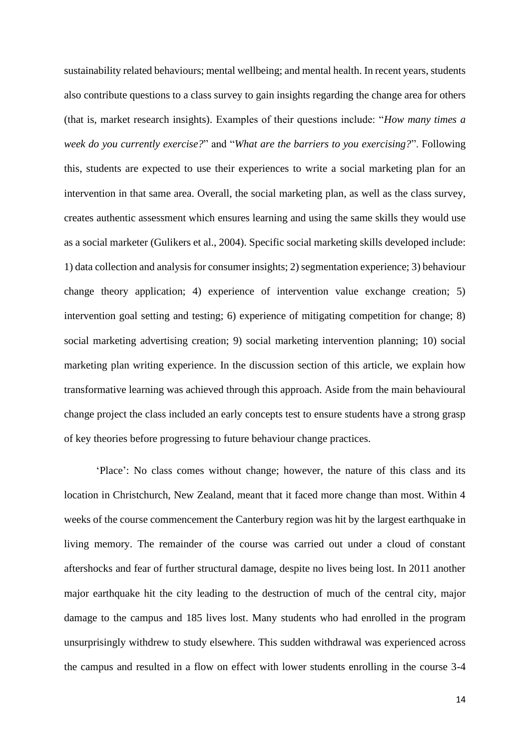sustainability related behaviours; mental wellbeing; and mental health. In recent years, students also contribute questions to a class survey to gain insights regarding the change area for others (that is, market research insights). Examples of their questions include: "*How many times a week do you currently exercise?*" and "*What are the barriers to you exercising?*". Following this, students are expected to use their experiences to write a social marketing plan for an intervention in that same area. Overall, the social marketing plan, as well as the class survey, creates authentic assessment which ensures learning and using the same skills they would use as a social marketer (Gulikers et al., 2004). Specific social marketing skills developed include: 1) data collection and analysis for consumer insights; 2) segmentation experience; 3) behaviour change theory application; 4) experience of intervention value exchange creation; 5) intervention goal setting and testing; 6) experience of mitigating competition for change; 8) social marketing advertising creation; 9) social marketing intervention planning; 10) social marketing plan writing experience. In the discussion section of this article, we explain how transformative learning was achieved through this approach. Aside from the main behavioural change project the class included an early concepts test to ensure students have a strong grasp of key theories before progressing to future behaviour change practices.

'Place': No class comes without change; however, the nature of this class and its location in Christchurch, New Zealand, meant that it faced more change than most. Within 4 weeks of the course commencement the Canterbury region was hit by the largest earthquake in living memory. The remainder of the course was carried out under a cloud of constant aftershocks and fear of further structural damage, despite no lives being lost. In 2011 another major earthquake hit the city leading to the destruction of much of the central city, major damage to the campus and 185 lives lost. Many students who had enrolled in the program unsurprisingly withdrew to study elsewhere. This sudden withdrawal was experienced across the campus and resulted in a flow on effect with lower students enrolling in the course 3-4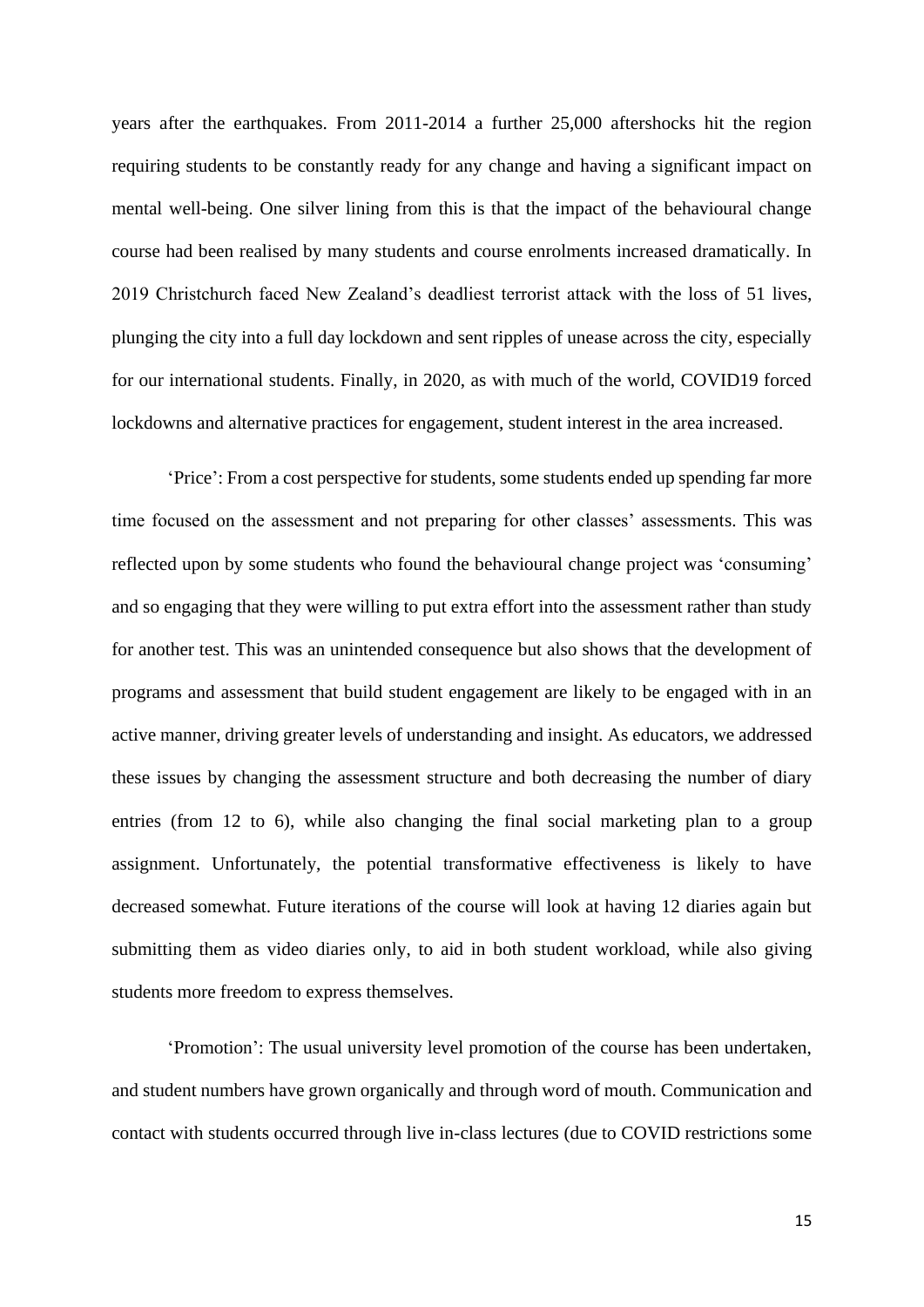years after the earthquakes. From 2011-2014 a further 25,000 aftershocks hit the region requiring students to be constantly ready for any change and having a significant impact on mental well-being. One silver lining from this is that the impact of the behavioural change course had been realised by many students and course enrolments increased dramatically. In 2019 Christchurch faced New Zealand's deadliest terrorist attack with the loss of 51 lives, plunging the city into a full day lockdown and sent ripples of unease across the city, especially for our international students. Finally, in 2020, as with much of the world, COVID19 forced lockdowns and alternative practices for engagement, student interest in the area increased.

'Price': From a cost perspective for students, some students ended up spending far more time focused on the assessment and not preparing for other classes' assessments. This was reflected upon by some students who found the behavioural change project was 'consuming' and so engaging that they were willing to put extra effort into the assessment rather than study for another test. This was an unintended consequence but also shows that the development of programs and assessment that build student engagement are likely to be engaged with in an active manner, driving greater levels of understanding and insight. As educators, we addressed these issues by changing the assessment structure and both decreasing the number of diary entries (from 12 to 6), while also changing the final social marketing plan to a group assignment. Unfortunately, the potential transformative effectiveness is likely to have decreased somewhat. Future iterations of the course will look at having 12 diaries again but submitting them as video diaries only, to aid in both student workload, while also giving students more freedom to express themselves.

'Promotion': The usual university level promotion of the course has been undertaken, and student numbers have grown organically and through word of mouth. Communication and contact with students occurred through live in-class lectures (due to COVID restrictions some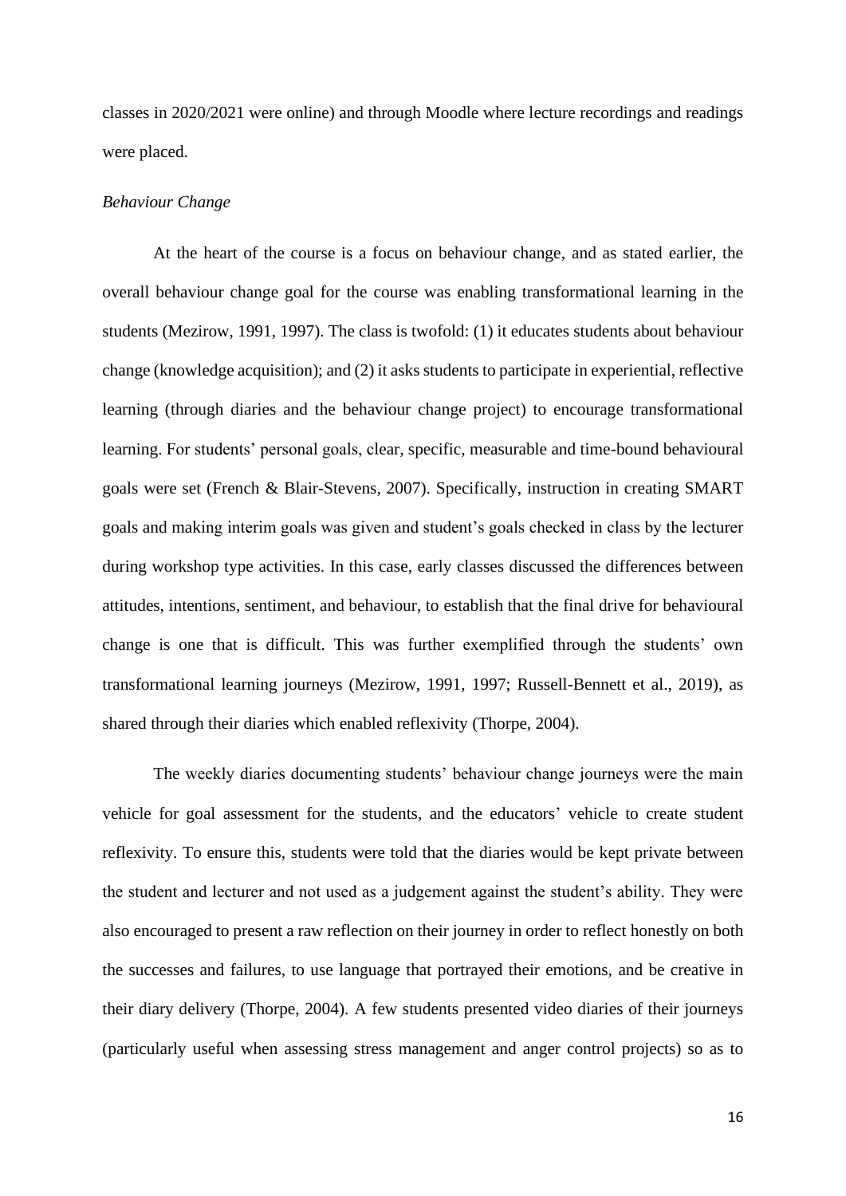classes in 2020/2021 were online) and through Moodle where lecture recordings and readings were placed.

*Behaviour Change*

At the heart of the course is a focus on behaviour change, and as stated earlier, the overall behaviour change goal for the course was enabling transformational learning in the students (Mezirow, 1991, 1997). The class is twofold: (1) it educates students about behaviour change (knowledge acquisition); and (2) it asks students to participate in experiential, reflective learning (through diaries and the behaviour change project) to encourage transformational learning. For students' personal goals, clear, specific, measurable and time-bound behavioural goals were set (French & Blair-Stevens, 2007). Specifically, instruction in creating SMART goals and making interim goals was given and student's goals checked in class by the lecturer during workshop type activities. In this case, early classes discussed the differences between attitudes, intentions, sentiment, and behaviour, to establish that the final drive for behavioural change is one that is difficult. This was further exemplified through the students' own transformational learning journeys (Mezirow, 1991, 1997; Russell-Bennett et al., 2019), as shared through their diaries which enabled reflexivity (Thorpe, 2004).

The weekly diaries documenting students' behaviour change journeys were the main vehicle for goal assessment for the students, and the educators' vehicle to create student reflexivity. To ensure this, students were told that the diaries would be kept private between the student and lecturer and not used as a judgement against the student's ability. They were also encouraged to present a raw reflection on their journey in order to reflect honestly on both the successes and failures, to use language that portrayed their emotions, and be creative in their diary delivery (Thorpe, 2004). A few students presented video diaries of their journeys (particularly useful when assessing stress management and anger control projects) so as to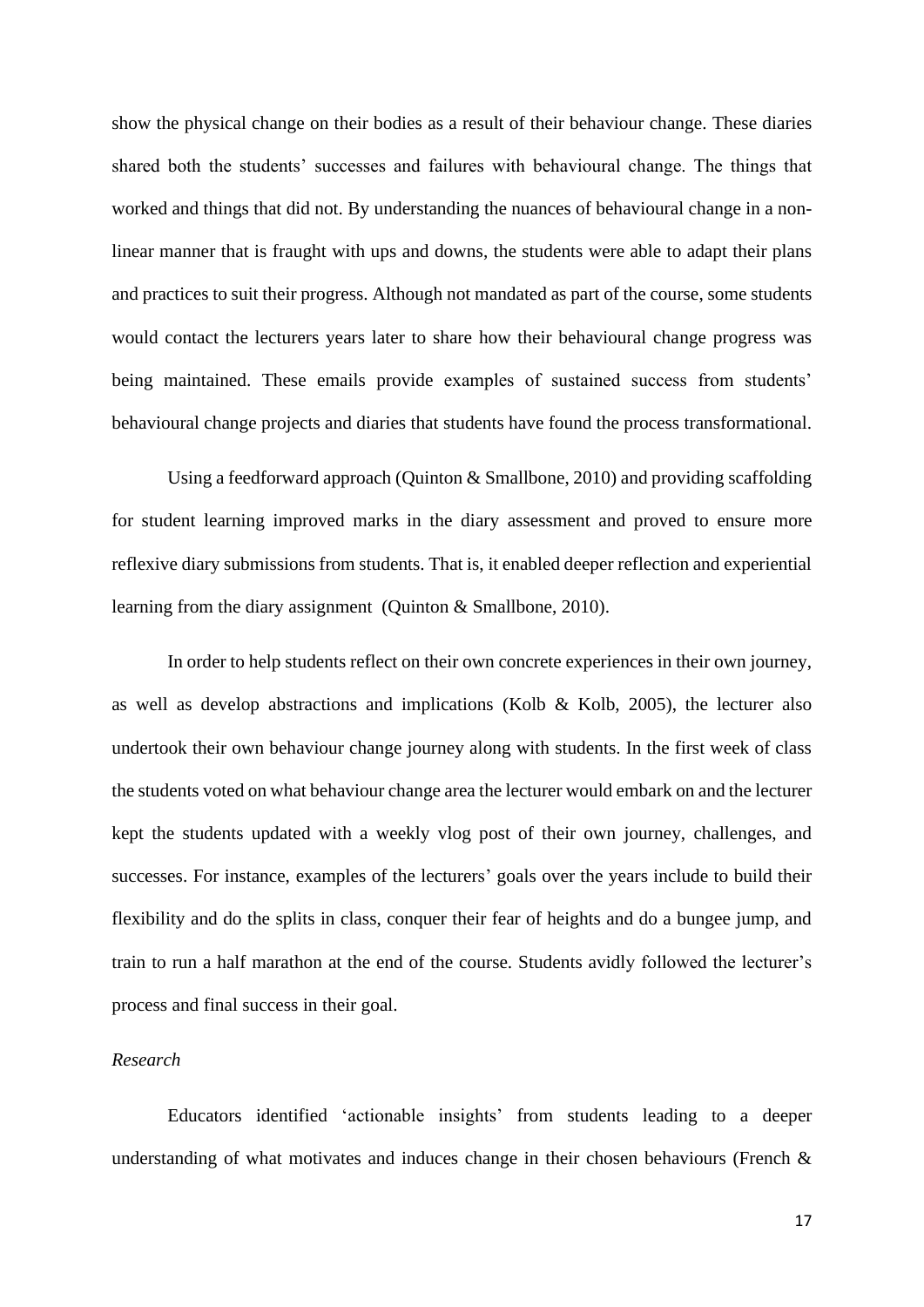show the physical change on their bodies as a result of their behaviour change. These diaries shared both the students' successes and failures with behavioural change. The things that worked and things that did not. By understanding the nuances of behavioural change in a non-linear manner that is fraught with ups and downs, the students were able to adapt their plans and practices to suit their progress. Although not mandated as part of the course, some students would contact the lecturers years later to share how their behavioural change progress was being maintained. These emails provide examples of sustained success from students' behavioural change projects and diaries that students have found the process transformational.

Using a feedforward approach (Quinton & Smallbone, 2010) and providing scaffolding for student learning improved marks in the diary assessment and proved to ensure more reflexive diary submissions from students. That is, it enabled deeper reflection and experiential learning from the diary assignment (Quinton & Smallbone, 2010).

In order to help students reflect on their own concrete experiences in their own journey, as well as develop abstractions and implications (Kolb & Kolb, 2005), the lecturer also undertook their own behaviour change journey along with students. In the first week of class the students voted on what behaviour change area the lecturer would embark on and the lecturer kept the students updated with a weekly vlog post of their own journey, challenges, and successes. For instance, examples of the lecturers' goals over the years include to build their flexibility and do the splits in class, conquer their fear of heights and do a bungee jump, and train to run a half marathon at the end of the course. Students avidly followed the lecturer's process and final success in their goal.

*Research*

Educators identified 'actionable insights' from students leading to a deeper understanding of what motivates and induces change in their chosen behaviours (French &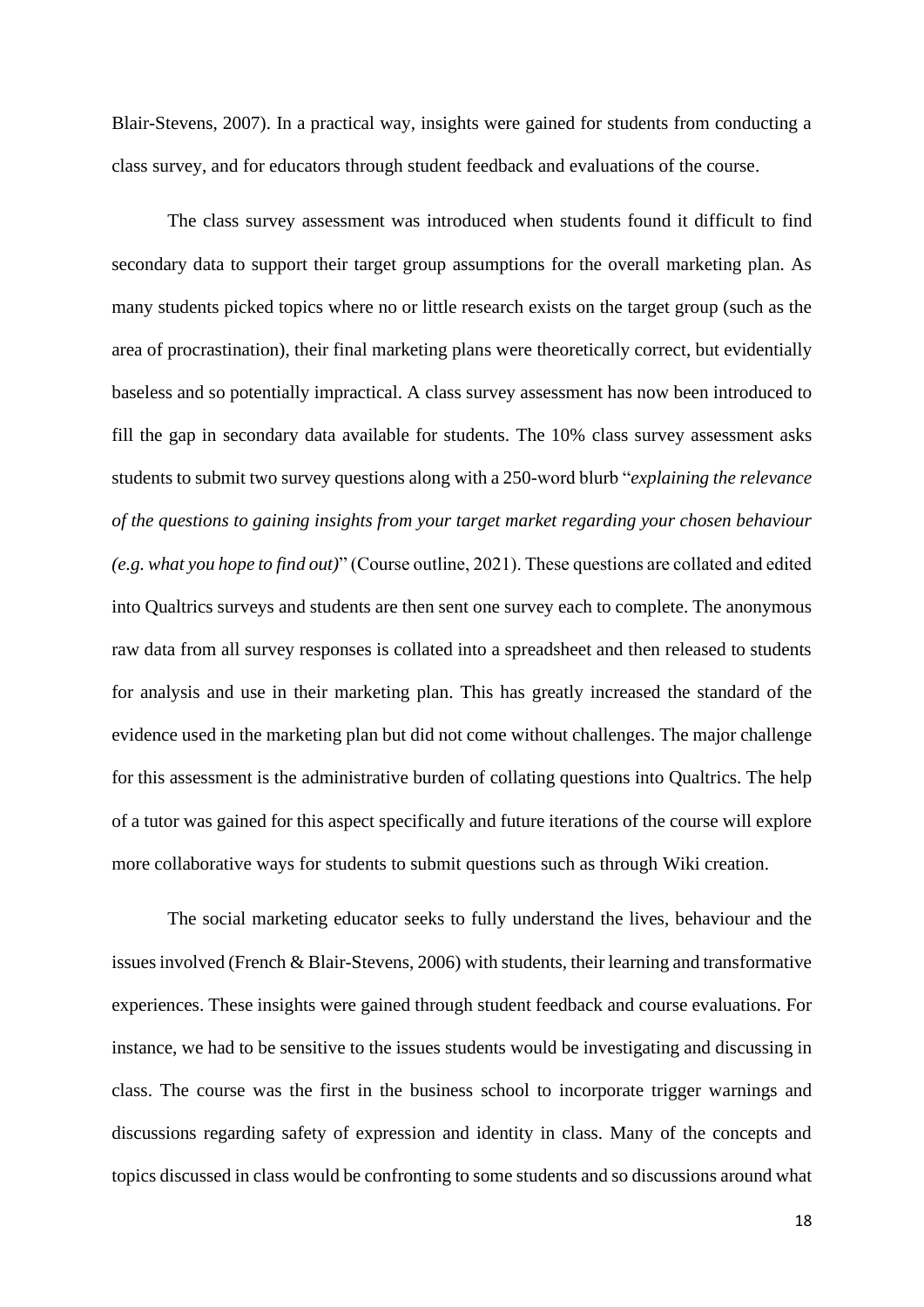Blair-Stevens, 2007). In a practical way, insights were gained for students from conducting a class survey, and for educators through student feedback and evaluations of the course.

The class survey assessment was introduced when students found it difficult to find secondary data to support their target group assumptions for the overall marketing plan. As many students picked topics where no or little research exists on the target group (such as the area of procrastination), their final marketing plans were theoretically correct, but evidentially baseless and so potentially impractical. A class survey assessment has now been introduced to fill the gap in secondary data available for students. The 10% class survey assessment asks students to submit two survey questions along with a 250-word blurb "*explaining the relevance of the questions to gaining insights from your target market regarding your chosen behaviour (e.g. what you hope to find out)*" (Course outline, 2021). These questions are collated and edited into Qualtrics surveys and students are then sent one survey each to complete. The anonymous raw data from all survey responses is collated into a spreadsheet and then released to students for analysis and use in their marketing plan. This has greatly increased the standard of the evidence used in the marketing plan but did not come without challenges. The major challenge for this assessment is the administrative burden of collating questions into Qualtrics. The help of a tutor was gained for this aspect specifically and future iterations of the course will explore more collaborative ways for students to submit questions such as through Wiki creation.

The social marketing educator seeks to fully understand the lives, behaviour and the issues involved (French & Blair-Stevens, 2006) with students, their learning and transformative experiences. These insights were gained through student feedback and course evaluations. For instance, we had to be sensitive to the issues students would be investigating and discussing in class. The course was the first in the business school to incorporate trigger warnings and discussions regarding safety of expression and identity in class. Many of the concepts and topics discussed in class would be confronting to some students and so discussions around what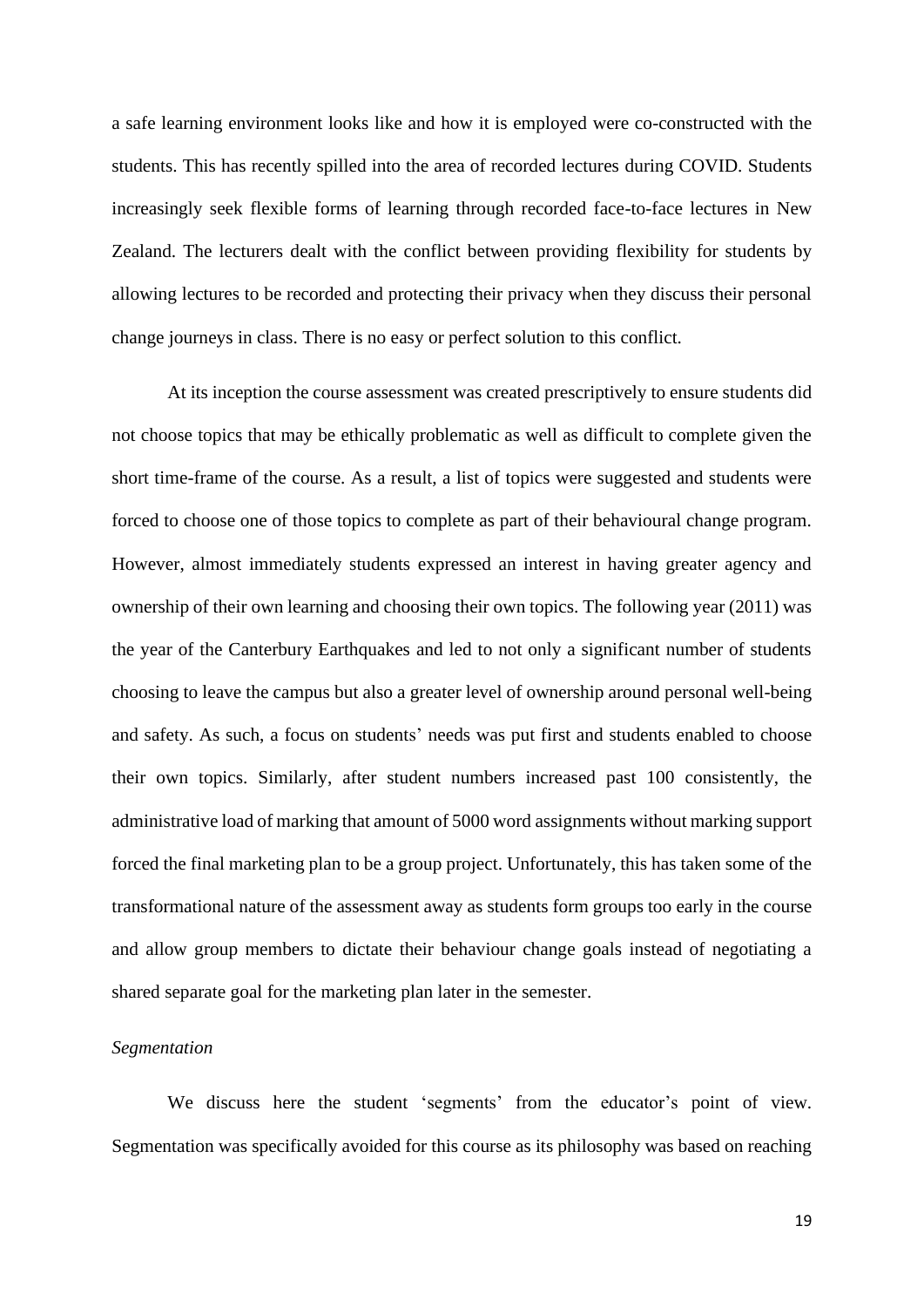a safe learning environment looks like and how it is employed were co-constructed with the students. This has recently spilled into the area of recorded lectures during COVID. Students increasingly seek flexible forms of learning through recorded face-to-face lectures in New Zealand. The lecturers dealt with the conflict between providing flexibility for students by allowing lectures to be recorded and protecting their privacy when they discuss their personal change journeys in class. There is no easy or perfect solution to this conflict.

At its inception the course assessment was created prescriptively to ensure students did not choose topics that may be ethically problematic as well as difficult to complete given the short time-frame of the course. As a result, a list of topics were suggested and students were forced to choose one of those topics to complete as part of their behavioural change program. However, almost immediately students expressed an interest in having greater agency and ownership of their own learning and choosing their own topics. The following year (2011) was the year of the Canterbury Earthquakes and led to not only a significant number of students choosing to leave the campus but also a greater level of ownership around personal well-being and safety. As such, a focus on students' needs was put first and students enabled to choose their own topics. Similarly, after student numbers increased past 100 consistently, the administrative load of marking that amount of 5000 word assignments without marking support forced the final marketing plan to be a group project. Unfortunately, this has taken some of the transformational nature of the assessment away as students form groups too early in the course and allow group members to dictate their behaviour change goals instead of negotiating a shared separate goal for the marketing plan later in the semester.

*Segmentation*

We discuss here the student 'segments' from the educator's point of view. Segmentation was specifically avoided for this course as its philosophy was based on reaching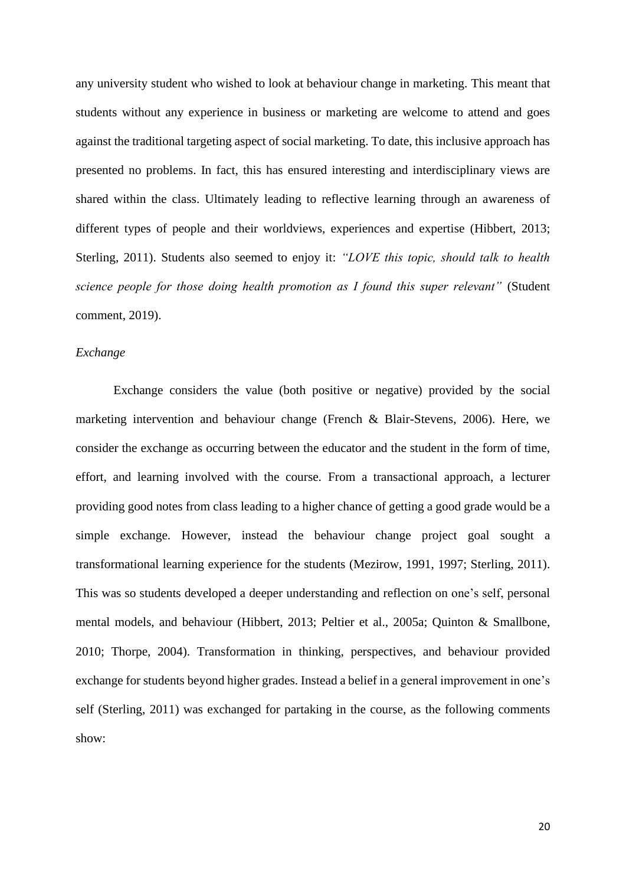any university student who wished to look at behaviour change in marketing. This meant that students without any experience in business or marketing are welcome to attend and goes against the traditional targeting aspect of social marketing. To date, this inclusive approach has presented no problems. In fact, this has ensured interesting and interdisciplinary views are shared within the class. Ultimately leading to reflective learning through an awareness of different types of people and their worldviews, experiences and expertise (Hibbert, 2013; Sterling, 2011). Students also seemed to enjoy it: *"LOVE this topic, should talk to health science people for those doing health promotion as I found this super relevant"* (Student comment, 2019).

*Exchange*

Exchange considers the value (both positive or negative) provided by the social marketing intervention and behaviour change (French & Blair-Stevens, 2006). Here, we consider the exchange as occurring between the educator and the student in the form of time, effort, and learning involved with the course. From a transactional approach, a lecturer providing good notes from class leading to a higher chance of getting a good grade would be a simple exchange. However, instead the behaviour change project goal sought a transformational learning experience for the students (Mezirow, 1991, 1997; Sterling, 2011). This was so students developed a deeper understanding and reflection on one's self, personal mental models, and behaviour (Hibbert, 2013; Peltier et al., 2005a; Quinton & Smallbone, 2010; Thorpe, 2004). Transformation in thinking, perspectives, and behaviour provided exchange for students beyond higher grades. Instead a belief in a general improvement in one's self (Sterling, 2011) was exchanged for partaking in the course, as the following comments show: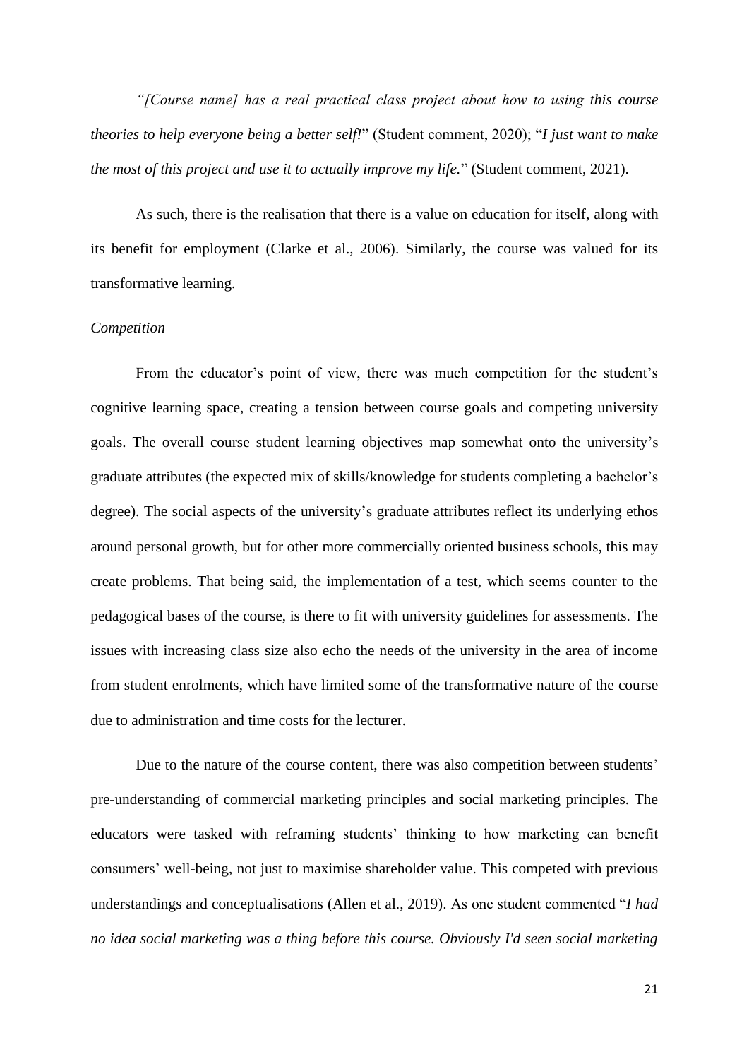*"[Course name] has a real practical class project about how to using this course theories to help everyone being a better self!"* (Student comment, 2020); "*I just want to make the most of this project and use it to actually improve my life.*" (Student comment, 2021).

As such, there is the realisation that there is a value on education for itself, along with its benefit for employment (Clarke et al., 2006). Similarly, the course was valued for its transformative learning.

*Competition*

From the educator's point of view, there was much competition for the student's cognitive learning space, creating a tension between course goals and competing university goals. The overall course student learning objectives map somewhat onto the university's graduate attributes (the expected mix of skills/knowledge for students completing a bachelor's degree). The social aspects of the university's graduate attributes reflect its underlying ethos around personal growth, but for other more commercially oriented business schools, this may create problems. That being said, the implementation of a test, which seems counter to the pedagogical bases of the course, is there to fit with university guidelines for assessments. The issues with increasing class size also echo the needs of the university in the area of income from student enrolments, which have limited some of the transformative nature of the course due to administration and time costs for the lecturer.

Due to the nature of the course content, there was also competition between students' pre-understanding of commercial marketing principles and social marketing principles. The educators were tasked with reframing students' thinking to how marketing can benefit consumers' well-being, not just to maximise shareholder value. This competed with previous understandings and conceptualisations (Allen et al., 2019). As one student commented "*I had no idea social marketing was a thing before this course. Obviously I'd seen social marketing*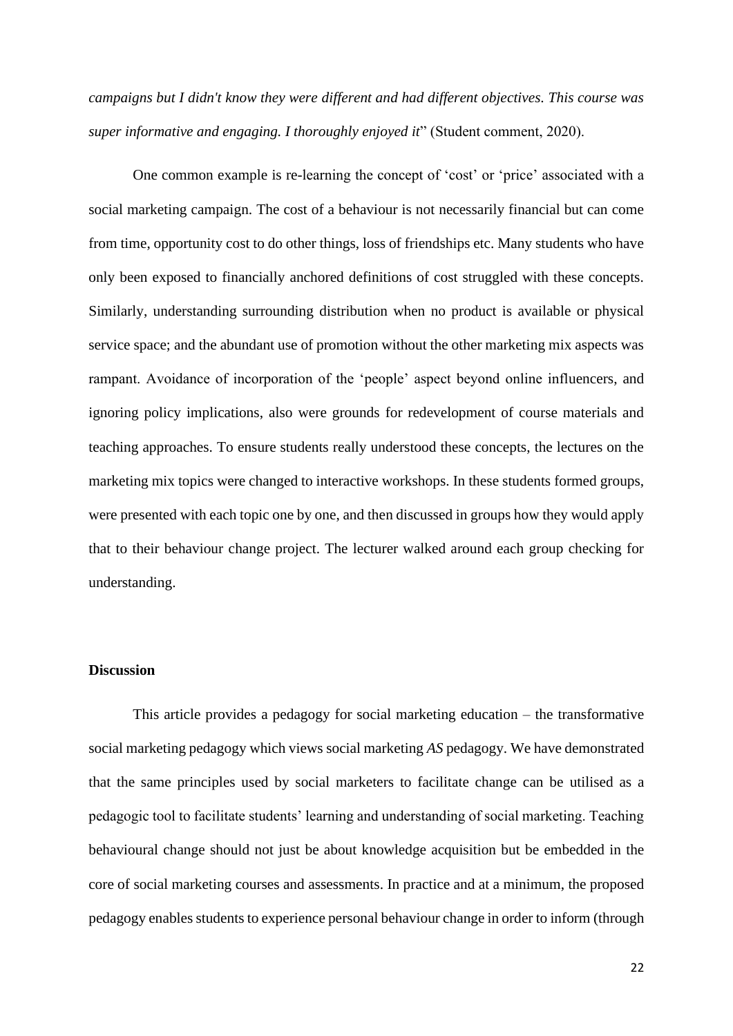*campaigns but I didn't know they were different and had different objectives. This course was super informative and engaging. I thoroughly enjoyed it*" (Student comment, 2020).

One common example is re-learning the concept of 'cost' or 'price' associated with a social marketing campaign. The cost of a behaviour is not necessarily financial but can come from time, opportunity cost to do other things, loss of friendships etc. Many students who have only been exposed to financially anchored definitions of cost struggled with these concepts. Similarly, understanding surrounding distribution when no product is available or physical service space; and the abundant use of promotion without the other marketing mix aspects was rampant. Avoidance of incorporation of the 'people' aspect beyond online influencers, and ignoring policy implications, also were grounds for redevelopment of course materials and teaching approaches. To ensure students really understood these concepts, the lectures on the marketing mix topics were changed to interactive workshops. In these students formed groups, were presented with each topic one by one, and then discussed in groups how they would apply that to their behaviour change project. The lecturer walked around each group checking for understanding.

## Discussion

This article provides a pedagogy for social marketing education – the transformative social marketing pedagogy which views social marketing *AS* pedagogy. We have demonstrated that the same principles used by social marketers to facilitate change can be utilised as a pedagogic tool to facilitate students' learning and understanding of social marketing. Teaching behavioural change should not just be about knowledge acquisition but be embedded in the core of social marketing courses and assessments. In practice and at a minimum, the proposed pedagogy enables students to experience personal behaviour change in order to inform (through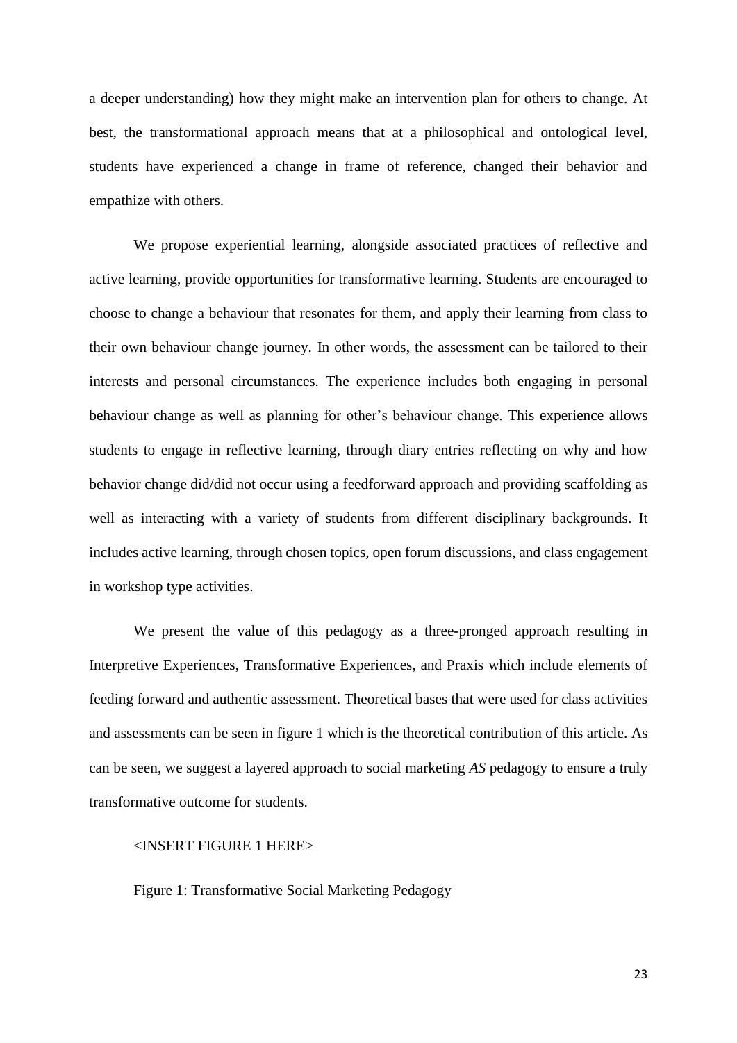a deeper understanding) how they might make an intervention plan for others to change. At best, the transformational approach means that at a philosophical and ontological level, students have experienced a change in frame of reference, changed their behavior and empathize with others.

We propose experiential learning, alongside associated practices of reflective and active learning, provide opportunities for transformative learning. Students are encouraged to choose to change a behaviour that resonates for them, and apply their learning from class to their own behaviour change journey. In other words, the assessment can be tailored to their interests and personal circumstances. The experience includes both engaging in personal behaviour change as well as planning for other's behaviour change. This experience allows students to engage in reflective learning, through diary entries reflecting on why and how behavior change did/did not occur using a feedforward approach and providing scaffolding as well as interacting with a variety of students from different disciplinary backgrounds. It includes active learning, through chosen topics, open forum discussions, and class engagement in workshop type activities.

We present the value of this pedagogy as a three-pronged approach resulting in Interpretive Experiences, Transformative Experiences, and Praxis which include elements of feeding forward and authentic assessment. Theoretical bases that were used for class activities and assessments can be seen in figure 1 which is the theoretical contribution of this article. As can be seen, we suggest a layered approach to social marketing *AS* pedagogy to ensure a truly transformative outcome for students.

<INSERT FIGURE 1 HERE>

Figure 1: Transformative Social Marketing Pedagogy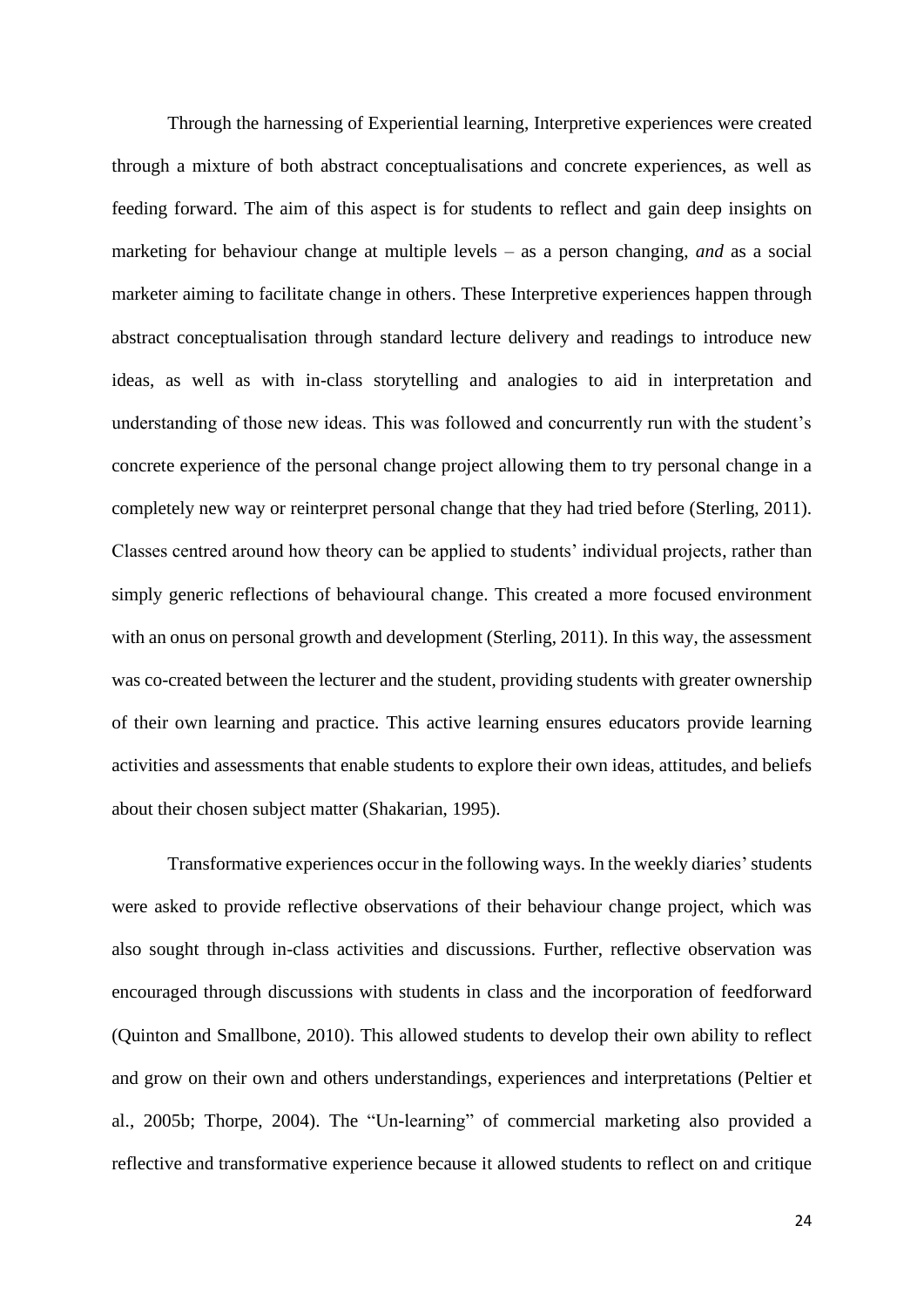Through the harnessing of Experiential learning, Interpretive experiences were created through a mixture of both abstract conceptualisations and concrete experiences, as well as feeding forward. The aim of this aspect is for students to reflect and gain deep insights on marketing for behaviour change at multiple levels – as a person changing, *and* as a social marketer aiming to facilitate change in others. These Interpretive experiences happen through abstract conceptualisation through standard lecture delivery and readings to introduce new ideas, as well as with in-class storytelling and analogies to aid in interpretation and understanding of those new ideas. This was followed and concurrently run with the student's concrete experience of the personal change project allowing them to try personal change in a completely new way or reinterpret personal change that they had tried before (Sterling, 2011). Classes centred around how theory can be applied to students' individual projects, rather than simply generic reflections of behavioural change. This created a more focused environment with an onus on personal growth and development (Sterling, 2011). In this way, the assessment was co-created between the lecturer and the student, providing students with greater ownership of their own learning and practice. This active learning ensures educators provide learning activities and assessments that enable students to explore their own ideas, attitudes, and beliefs about their chosen subject matter (Shakarian, 1995).

Transformative experiences occur in the following ways. In the weekly diaries' students were asked to provide reflective observations of their behaviour change project, which was also sought through in-class activities and discussions. Further, reflective observation was encouraged through discussions with students in class and the incorporation of feedforward (Quinton and Smallbone, 2010). This allowed students to develop their own ability to reflect and grow on their own and others understandings, experiences and interpretations (Peltier et al., 2005b; Thorpe, 2004). The "Un-learning" of commercial marketing also provided a reflective and transformative experience because it allowed students to reflect on and critique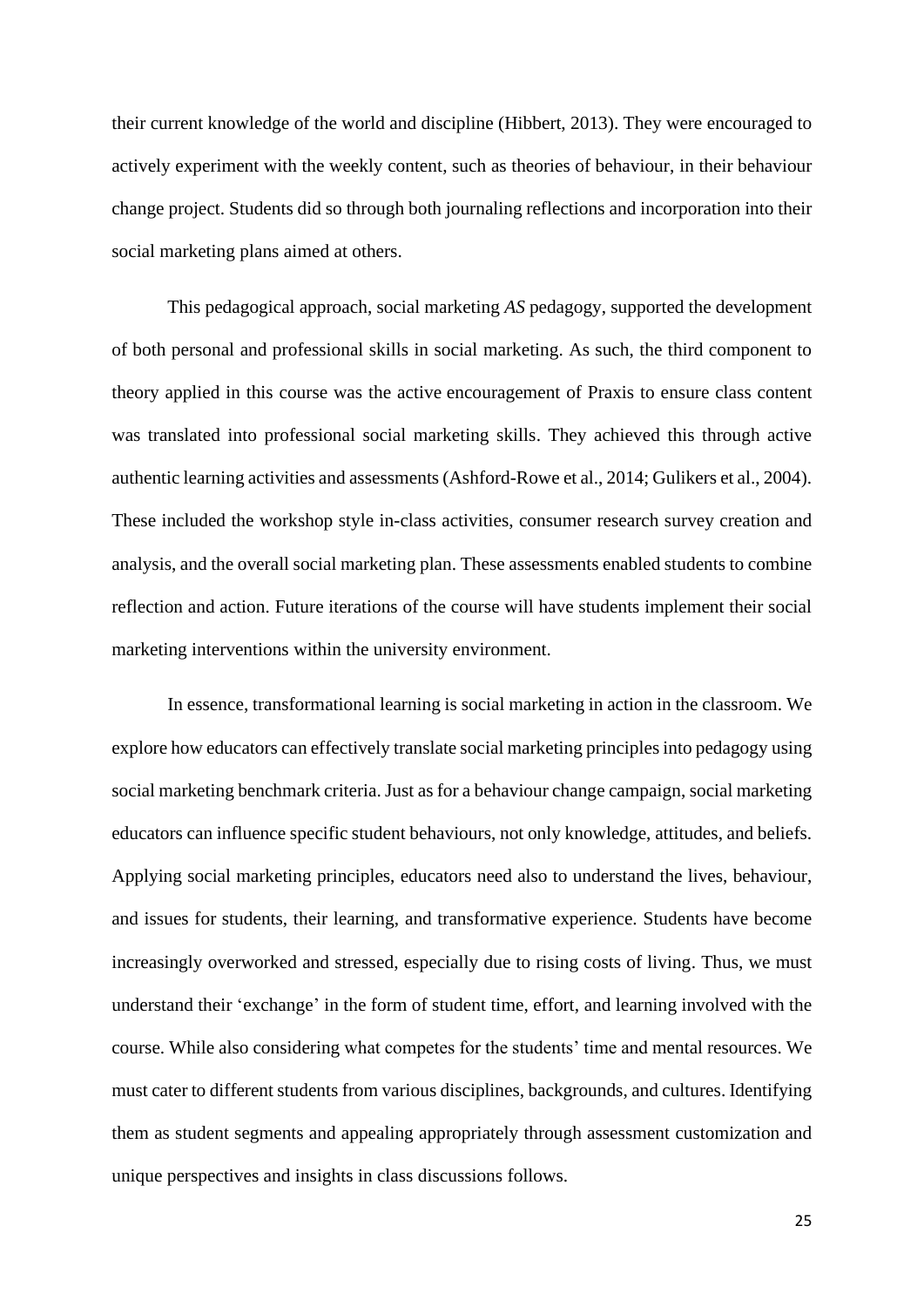their current knowledge of the world and discipline (Hibbert, 2013). They were encouraged to actively experiment with the weekly content, such as theories of behaviour, in their behaviour change project. Students did so through both journaling reflections and incorporation into their social marketing plans aimed at others.

This pedagogical approach, social marketing *AS* pedagogy, supported the development of both personal and professional skills in social marketing. As such, the third component to theory applied in this course was the active encouragement of Praxis to ensure class content was translated into professional social marketing skills. They achieved this through active authentic learning activities and assessments (Ashford-Rowe et al., 2014; Gulikers et al., 2004). These included the workshop style in-class activities, consumer research survey creation and analysis, and the overall social marketing plan. These assessments enabled students to combine reflection and action. Future iterations of the course will have students implement their social marketing interventions within the university environment.

In essence, transformational learning is social marketing in action in the classroom. We explore how educators can effectively translate social marketing principles into pedagogy using social marketing benchmark criteria. Just as for a behaviour change campaign, social marketing educators can influence specific student behaviours, not only knowledge, attitudes, and beliefs. Applying social marketing principles, educators need also to understand the lives, behaviour, and issues for students, their learning, and transformative experience. Students have become increasingly overworked and stressed, especially due to rising costs of living. Thus, we must understand their 'exchange' in the form of student time, effort, and learning involved with the course. While also considering what competes for the students' time and mental resources. We must cater to different students from various disciplines, backgrounds, and cultures. Identifying them as student segments and appealing appropriately through assessment customization and unique perspectives and insights in class discussions follows.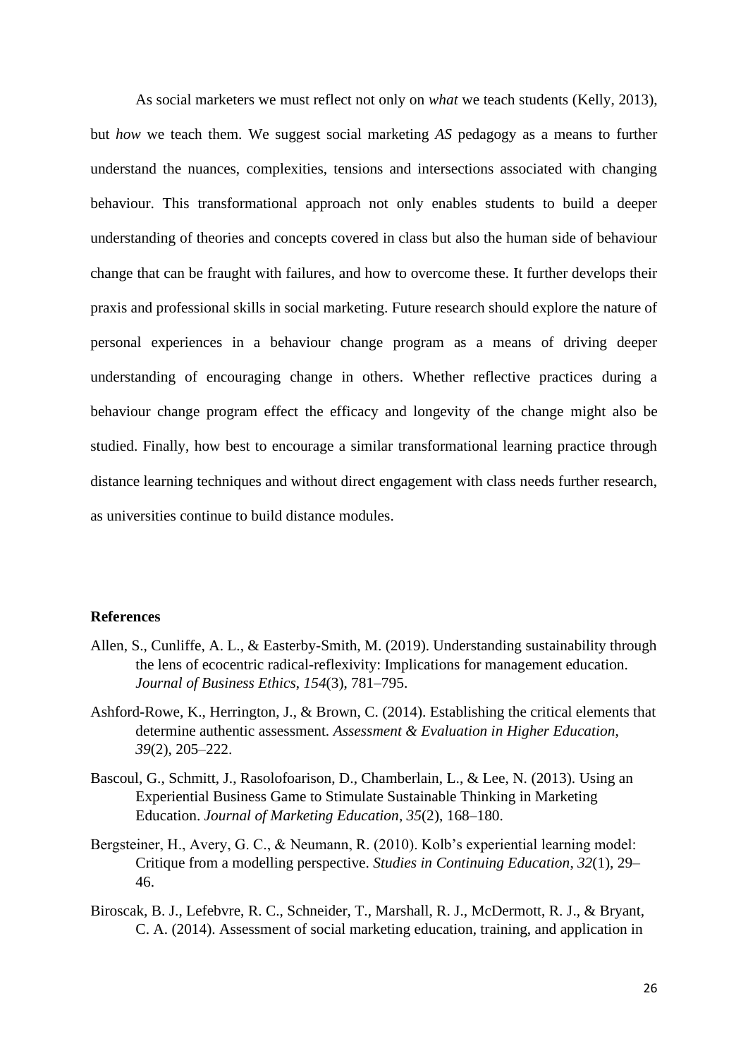As social marketers we must reflect not only on *what* we teach students (Kelly, 2013), but *how* we teach them. We suggest social marketing *AS* pedagogy as a means to further understand the nuances, complexities, tensions and intersections associated with changing behaviour. This transformational approach not only enables students to build a deeper understanding of theories and concepts covered in class but also the human side of behaviour change that can be fraught with failures, and how to overcome these. It further develops their praxis and professional skills in social marketing. Future research should explore the nature of personal experiences in a behaviour change program as a means of driving deeper understanding of encouraging change in others. Whether reflective practices during a behaviour change program effect the efficacy and longevity of the change might also be studied. Finally, how best to encourage a similar transformational learning practice through distance learning techniques and without direct engagement with class needs further research, as universities continue to build distance modules.

## References

Allen, S., Cunliffe, A. L., & Easterby-Smith, M. (2019). Understanding sustainability through the lens of ecocentric radical-reflexivity: Implications for management education. *Journal of Business Ethics*, *154*(3), 781–795.

Ashford-Rowe, K., Herrington, J., & Brown, C. (2014). Establishing the critical elements that determine authentic assessment. *Assessment & Evaluation in Higher Education*, *39*(2), 205–222.

Bascoul, G., Schmitt, J., Rasolofoarison, D., Chamberlain, L., & Lee, N. (2013). Using an Experiential Business Game to Stimulate Sustainable Thinking in Marketing Education. *Journal of Marketing Education*, *35*(2), 168–180.

Bergsteiner, H., Avery, G. C., & Neumann, R. (2010). Kolb's experiential learning model: Critique from a modelling perspective. *Studies in Continuing Education*, *32*(1), 29–46.

Biroscak, B. J., Lefebvre, R. C., Schneider, T., Marshall, R. J., McDermott, R. J., & Bryant, C. A. (2014). Assessment of social marketing education, training, and application in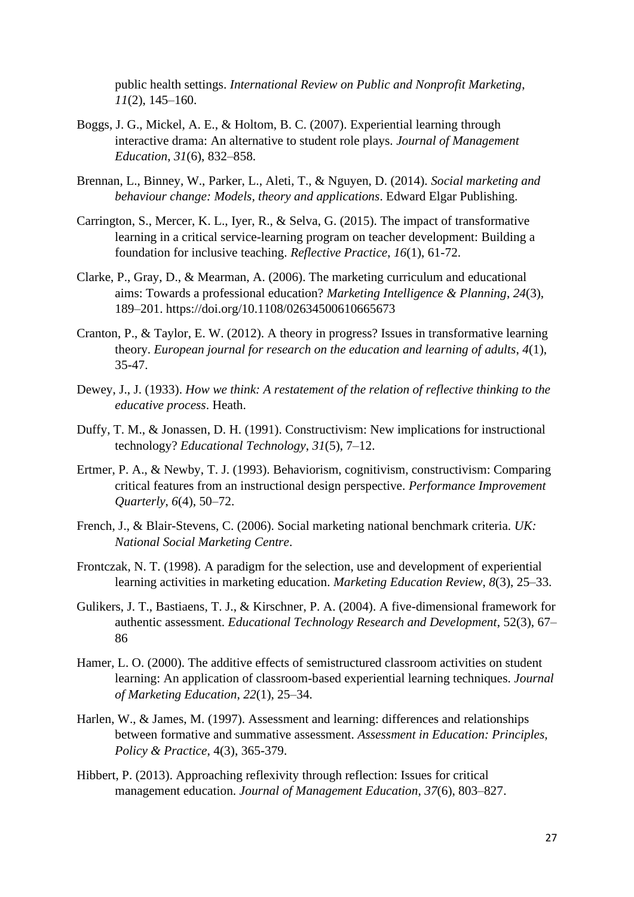public health settings. *International Review on Public and Nonprofit Marketing*, *11*(2), 145–160.

Boggs, J. G., Mickel, A. E., & Holtom, B. C. (2007). Experiential learning through interactive drama: An alternative to student role plays. *Journal of Management Education*, *31*(6), 832–858.

Brennan, L., Binney, W., Parker, L., Aleti, T., & Nguyen, D. (2014). *Social marketing and behaviour change: Models, theory and applications*. Edward Elgar Publishing.

Carrington, S., Mercer, K. L., Iyer, R., & Selva, G. (2015). The impact of transformative learning in a critical service-learning program on teacher development: Building a foundation for inclusive teaching. *Reflective Practice*, *16*(1), 61-72.

Clarke, P., Gray, D., & Mearman, A. (2006). The marketing curriculum and educational aims: Towards a professional education? *Marketing Intelligence & Planning*, *24*(3), 189–201. https://doi.org/10.1108/02634500610665673

Cranton, P., & Taylor, E. W. (2012). A theory in progress? Issues in transformative learning theory. *European journal for research on the education and learning of adults*, *4*(1), 35-47.

Dewey, J., J. (1933). *How we think: A restatement of the relation of reflective thinking to the educative process*. Heath.

Duffy, T. M., & Jonassen, D. H. (1991). Constructivism: New implications for instructional technology? *Educational Technology*, *31*(5), 7–12.

Ertmer, P. A., & Newby, T. J. (1993). Behaviorism, cognitivism, constructivism: Comparing critical features from an instructional design perspective. *Performance Improvement Quarterly*, *6*(4), 50–72.

French, J., & Blair-Stevens, C. (2006). Social marketing national benchmark criteria. *UK: National Social Marketing Centre*.

Frontczak, N. T. (1998). A paradigm for the selection, use and development of experiential learning activities in marketing education. *Marketing Education Review*, *8*(3), 25–33.

Gulikers, J. T., Bastiaens, T. J., & Kirschner, P. A. (2004). A five-dimensional framework for authentic assessment. *Educational Technology Research and Development*, 52(3), 67–86

Hamer, L. O. (2000). The additive effects of semistructured classroom activities on student learning: An application of classroom-based experiential learning techniques. *Journal of Marketing Education*, *22*(1), 25–34.

Harlen, W., & James, M. (1997). Assessment and learning: differences and relationships between formative and summative assessment. *Assessment in Education: Principles, Policy & Practice*, 4(3), 365-379.

Hibbert, P. (2013). Approaching reflexivity through reflection: Issues for critical management education. *Journal of Management Education*, *37*(6), 803–827.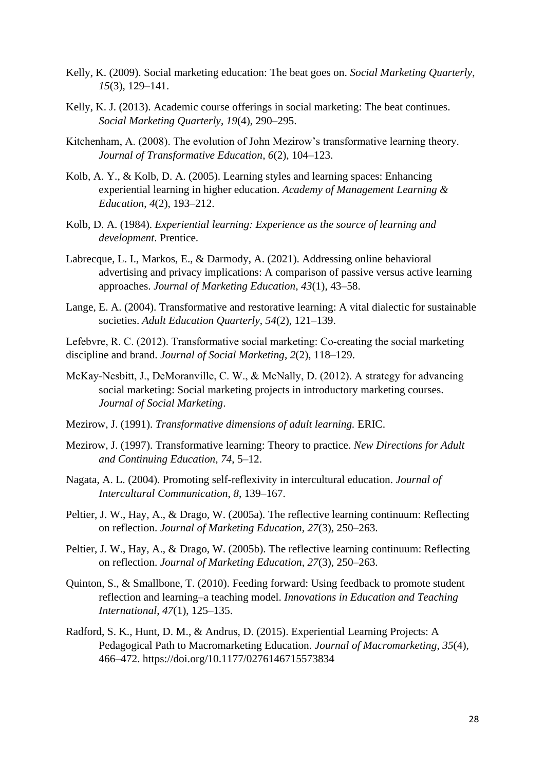Kelly, K. (2009). Social marketing education: The beat goes on. *Social Marketing Quarterly*, *15*(3), 129–141.

Kelly, K. J. (2013). Academic course offerings in social marketing: The beat continues. *Social Marketing Quarterly*, *19*(4), 290–295.

Kitchenham, A. (2008). The evolution of John Mezirow's transformative learning theory. *Journal of Transformative Education*, *6*(2), 104–123.

Kolb, A. Y., & Kolb, D. A. (2005). Learning styles and learning spaces: Enhancing experiential learning in higher education. *Academy of Management Learning & Education*, *4*(2), 193–212.

Kolb, D. A. (1984). *Experiential learning: Experience as the source of learning and development*. Prentice.

Labrecque, L. I., Markos, E., & Darmody, A. (2021). Addressing online behavioral advertising and privacy implications: A comparison of passive versus active learning approaches. *Journal of Marketing Education*, *43*(1), 43–58.

Lange, E. A. (2004). Transformative and restorative learning: A vital dialectic for sustainable societies. *Adult Education Quarterly*, *54*(2), 121–139.

Lefebvre, R. C. (2012). Transformative social marketing: Co-creating the social marketing discipline and brand. *Journal of Social Marketing*, *2*(2), 118–129.

McKay-Nesbitt, J., DeMoranville, C. W., & McNally, D. (2012). A strategy for advancing social marketing: Social marketing projects in introductory marketing courses. *Journal of Social Marketing*.

Mezirow, J. (1991). *Transformative dimensions of adult learning.* ERIC.

Mezirow, J. (1997). Transformative learning: Theory to practice. *New Directions for Adult and Continuing Education*, *74*, 5–12.

Nagata, A. L. (2004). Promoting self-reflexivity in intercultural education. *Journal of Intercultural Communication*, *8*, 139–167.

Peltier, J. W., Hay, A., & Drago, W. (2005a). The reflective learning continuum: Reflecting on reflection. *Journal of Marketing Education*, *27*(3), 250–263.

Peltier, J. W., Hay, A., & Drago, W. (2005b). The reflective learning continuum: Reflecting on reflection. *Journal of Marketing Education*, *27*(3), 250–263.

Quinton, S., & Smallbone, T. (2010). Feeding forward: Using feedback to promote student reflection and learning–a teaching model. *Innovations in Education and Teaching International*, *47*(1), 125–135.

Radford, S. K., Hunt, D. M., & Andrus, D. (2015). Experiential Learning Projects: A Pedagogical Path to Macromarketing Education. *Journal of Macromarketing*, *35*(4), 466–472. https://doi.org/10.1177/0276146715573834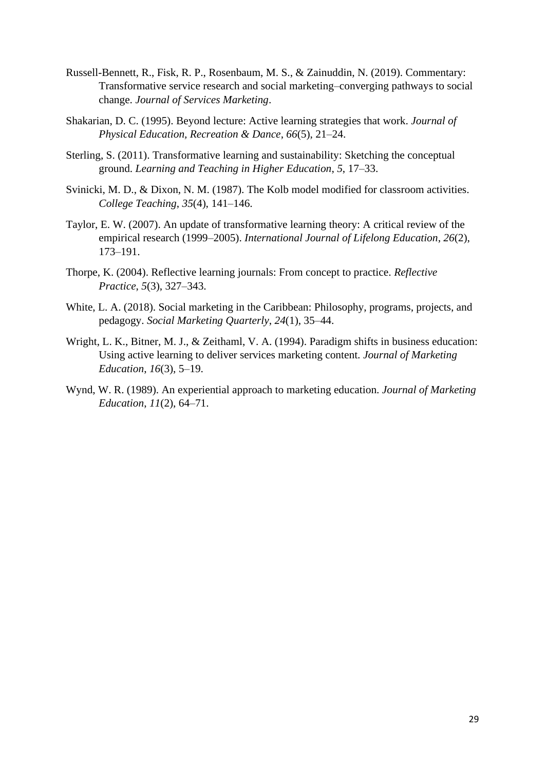Russell-Bennett, R., Fisk, R. P., Rosenbaum, M. S., & Zainuddin, N. (2019). Commentary: Transformative service research and social marketing–converging pathways to social change. *Journal of Services Marketing*.

Shakarian, D. C. (1995). Beyond lecture: Active learning strategies that work. *Journal of Physical Education, Recreation & Dance*, *66*(5), 21–24.

Sterling, S. (2011). Transformative learning and sustainability: Sketching the conceptual ground. *Learning and Teaching in Higher Education*, *5*, 17–33.

Svinicki, M. D., & Dixon, N. M. (1987). The Kolb model modified for classroom activities. *College Teaching*, *35*(4), 141–146.

Taylor, E. W. (2007). An update of transformative learning theory: A critical review of the empirical research (1999–2005). *International Journal of Lifelong Education*, *26*(2), 173–191.

Thorpe, K. (2004). Reflective learning journals: From concept to practice. *Reflective Practice*, *5*(3), 327–343.

White, L. A. (2018). Social marketing in the Caribbean: Philosophy, programs, projects, and pedagogy. *Social Marketing Quarterly*, *24*(1), 35–44.

Wright, L. K., Bitner, M. J., & Zeithaml, V. A. (1994). Paradigm shifts in business education: Using active learning to deliver services marketing content. *Journal of Marketing Education*, *16*(3), 5–19.

Wynd, W. R. (1989). An experiential approach to marketing education. *Journal of Marketing Education*, *11*(2), 64–71.